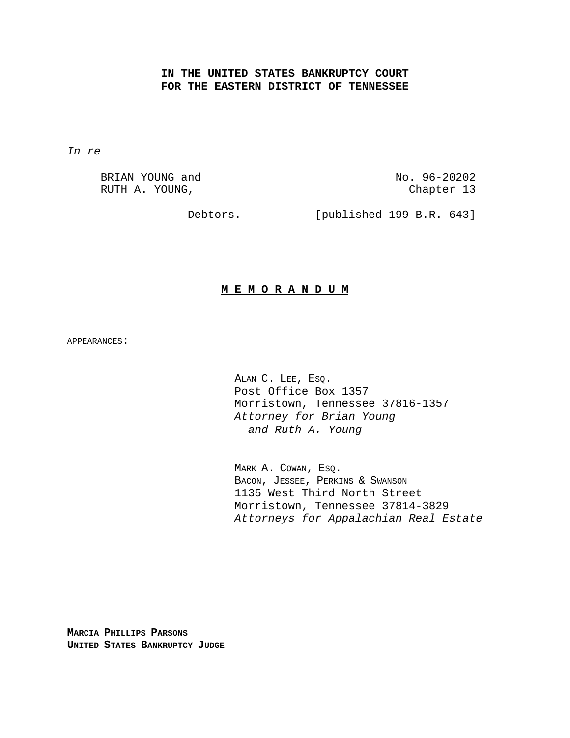**IN THE UNITED STATES BANKRUPTCY COURT**
**FOR THE EASTERN DISTRICT OF TENNESSEE**

*In re*

BRIAN YOUNG and
RUTH A. YOUNG,

Debtors.

No. 96-20202
Chapter 13

[published 199 B.R. 643]

**M E M O R A N D U M**

APPEARANCES:

ALAN C. LEE, ESQ.
Post Office Box 1357
Morristown, Tennessee 37816-1357
*Attorney for Brian Young and Ruth A. Young*

MARK A. COWAN, ESQ.
BACON, JESSEE, PERKINS & SWANSON
1135 West Third North Street
Morristown, Tennessee 37814-3829
*Attorneys for Appalachian Real Estate*

**MARCIA PHILLIPS PARSONS**
**UNITED STATES BANKRUPTCY JUDGE**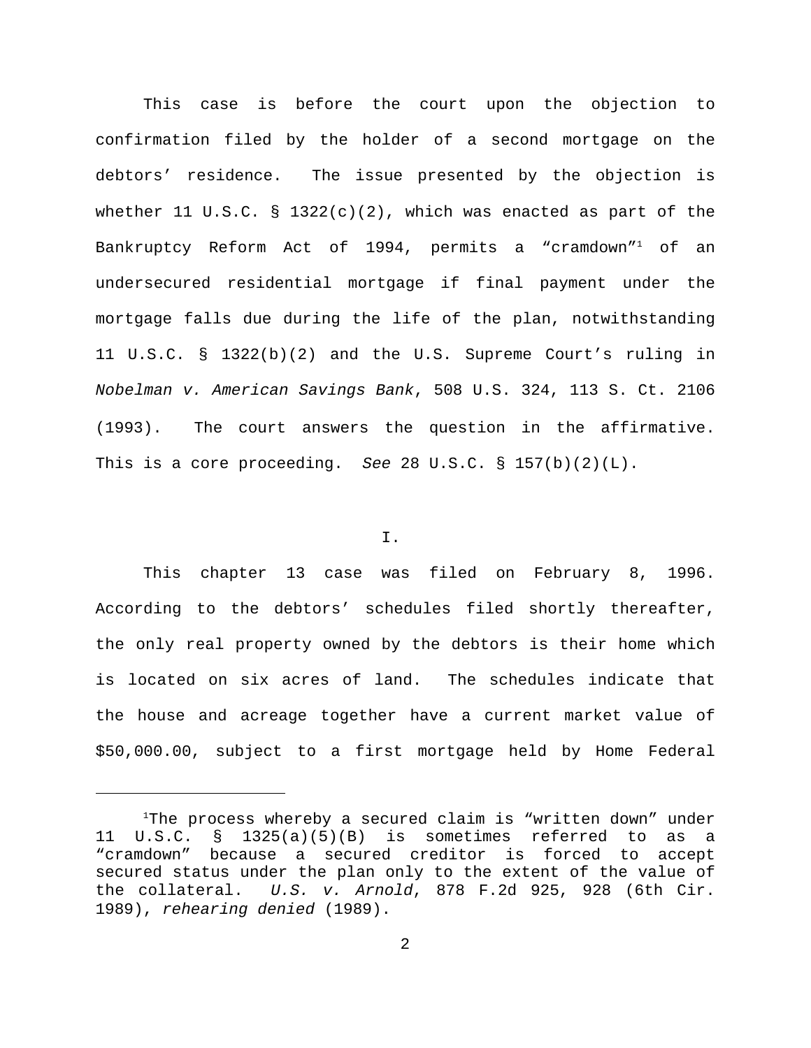This case is before the court upon the objection to confirmation filed by the holder of a second mortgage on the debtors' residence. The issue presented by the objection is whether 11 U.S.C. § 1322(c)(2), which was enacted as part of the Bankruptcy Reform Act of 1994, permits a "cramdown"[1] of an undersecured residential mortgage if final payment under the mortgage falls due during the life of the plan, notwithstanding 11 U.S.C. § 1322(b)(2) and the U.S. Supreme Court's ruling in *Nobelman v. American Savings Bank*, 508 U.S. 324, 113 S. Ct. 2106 (1993). The court answers the question in the affirmative. This is a core proceeding. *See* 28 U.S.C. § 157(b)(2)(L).

## I.

This chapter 13 case was filed on February 8, 1996. According to the debtors' schedules filed shortly thereafter, the only real property owned by the debtors is their home which is located on six acres of land. The schedules indicate that the house and acreage together have a current market value of $50,000.00, subject to a first mortgage held by Home Federal

---

[1] The process whereby a secured claim is "written down" under 11 U.S.C. § 1325(a)(5)(B) is sometimes referred to as a "cramdown" because a secured creditor is forced to accept secured status under the plan only to the extent of the value of the collateral. *U.S. v. Arnold*, 878 F.2d 925, 928 (6th Cir. 1989), *rehearing denied* (1989).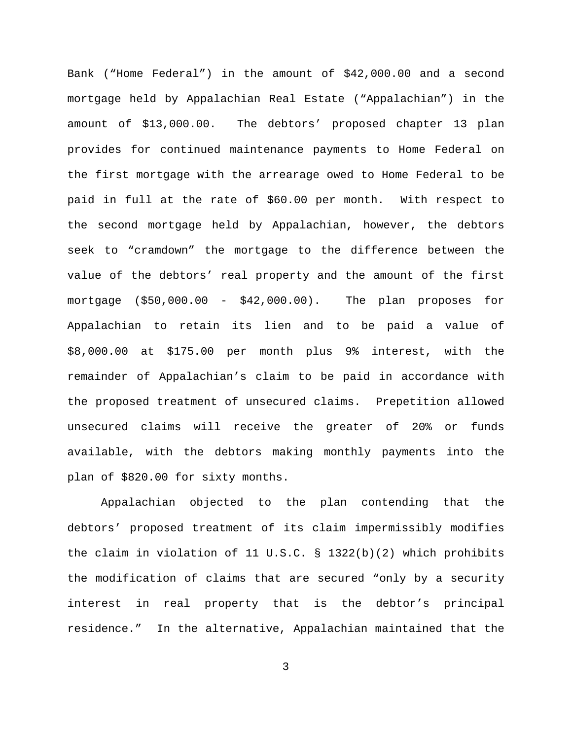Bank ("Home Federal") in the amount of $42,000.00 and a second mortgage held by Appalachian Real Estate ("Appalachian") in the amount of $13,000.00. The debtors' proposed chapter 13 plan provides for continued maintenance payments to Home Federal on the first mortgage with the arrearage owed to Home Federal to be paid in full at the rate of $60.00 per month. With respect to the second mortgage held by Appalachian, however, the debtors seek to "cramdown" the mortgage to the difference between the value of the debtors' real property and the amount of the first mortgage ($50,000.00 - $42,000.00). The plan proposes for Appalachian to retain its lien and to be paid a value of $8,000.00 at $175.00 per month plus 9% interest, with the remainder of Appalachian's claim to be paid in accordance with the proposed treatment of unsecured claims. Prepetition allowed unsecured claims will receive the greater of 20% or funds available, with the debtors making monthly payments into the plan of $820.00 for sixty months.

Appalachian objected to the plan contending that the debtors' proposed treatment of its claim impermissibly modifies the claim in violation of 11 U.S.C. § 1322(b)(2) which prohibits the modification of claims that are secured "only by a security interest in real property that is the debtor's principal residence." In the alternative, Appalachian maintained that the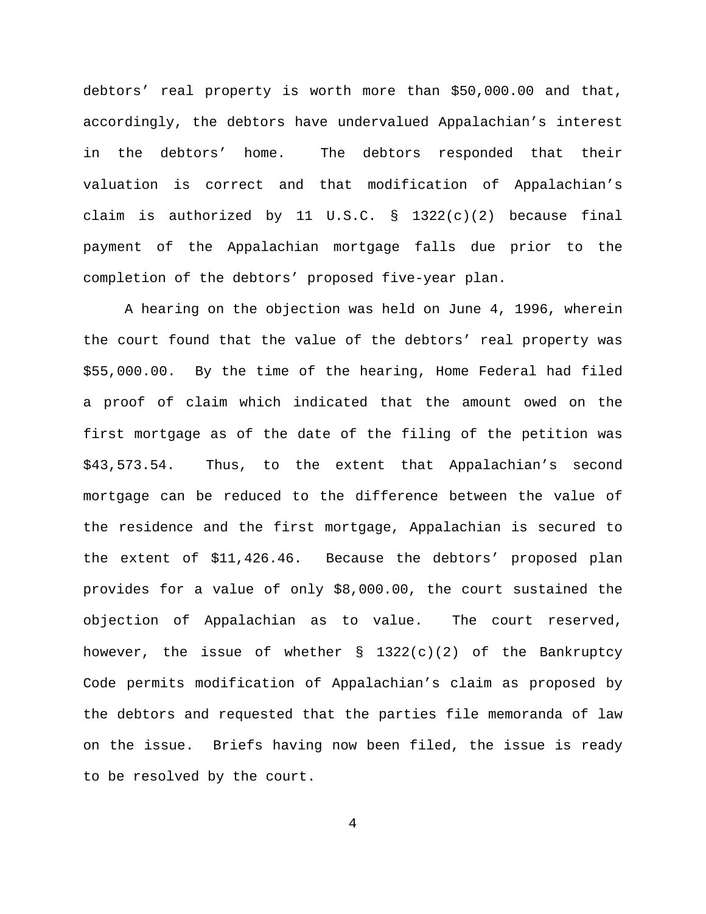debtors' real property is worth more than $50,000.00 and that, accordingly, the debtors have undervalued Appalachian's interest in the debtors' home. The debtors responded that their valuation is correct and that modification of Appalachian's claim is authorized by 11 U.S.C. § 1322(c)(2) because final payment of the Appalachian mortgage falls due prior to the completion of the debtors' proposed five-year plan.

A hearing on the objection was held on June 4, 1996, wherein the court found that the value of the debtors' real property was $55,000.00. By the time of the hearing, Home Federal had filed a proof of claim which indicated that the amount owed on the first mortgage as of the date of the filing of the petition was $43,573.54. Thus, to the extent that Appalachian's second mortgage can be reduced to the difference between the value of the residence and the first mortgage, Appalachian is secured to the extent of $11,426.46. Because the debtors' proposed plan provides for a value of only $8,000.00, the court sustained the objection of Appalachian as to value. The court reserved, however, the issue of whether § 1322(c)(2) of the Bankruptcy Code permits modification of Appalachian's claim as proposed by the debtors and requested that the parties file memoranda of law on the issue. Briefs having now been filed, the issue is ready to be resolved by the court.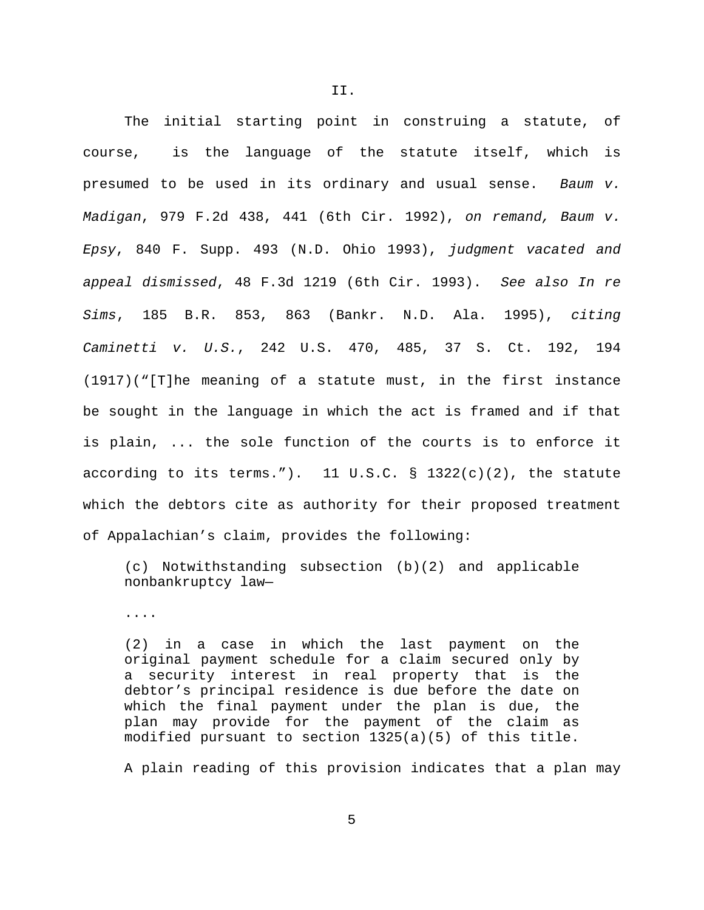II.

The initial starting point in construing a statute, of course, is the language of the statute itself, which is presumed to be used in its ordinary and usual sense. *Baum v. Madigan*, 979 F.2d 438, 441 (6th Cir. 1992), *on remand, Baum v. Epsy*, 840 F. Supp. 493 (N.D. Ohio 1993), *judgment vacated and appeal dismissed*, 48 F.3d 1219 (6th Cir. 1993). *See also In re Sims*, 185 B.R. 853, 863 (Bankr. N.D. Ala. 1995), *citing Caminetti v. U.S.*, 242 U.S. 470, 485, 37 S. Ct. 192, 194 (1917)("[T]he meaning of a statute must, in the first instance be sought in the language in which the act is framed and if that is plain, ... the sole function of the courts is to enforce it according to its terms."). 11 U.S.C. § 1322(c)(2), the statute which the debtors cite as authority for their proposed treatment of Appalachian's claim, provides the following:

> (c) Notwithstanding subsection (b)(2) and applicable nonbankruptcy law—
>
> ....
>
> (2) in a case in which the last payment on the original payment schedule for a claim secured only by a security interest in real property that is the debtor's principal residence is due before the date on which the final payment under the plan is due, the plan may provide for the payment of the claim as modified pursuant to section 1325(a)(5) of this title.

A plain reading of this provision indicates that a plan may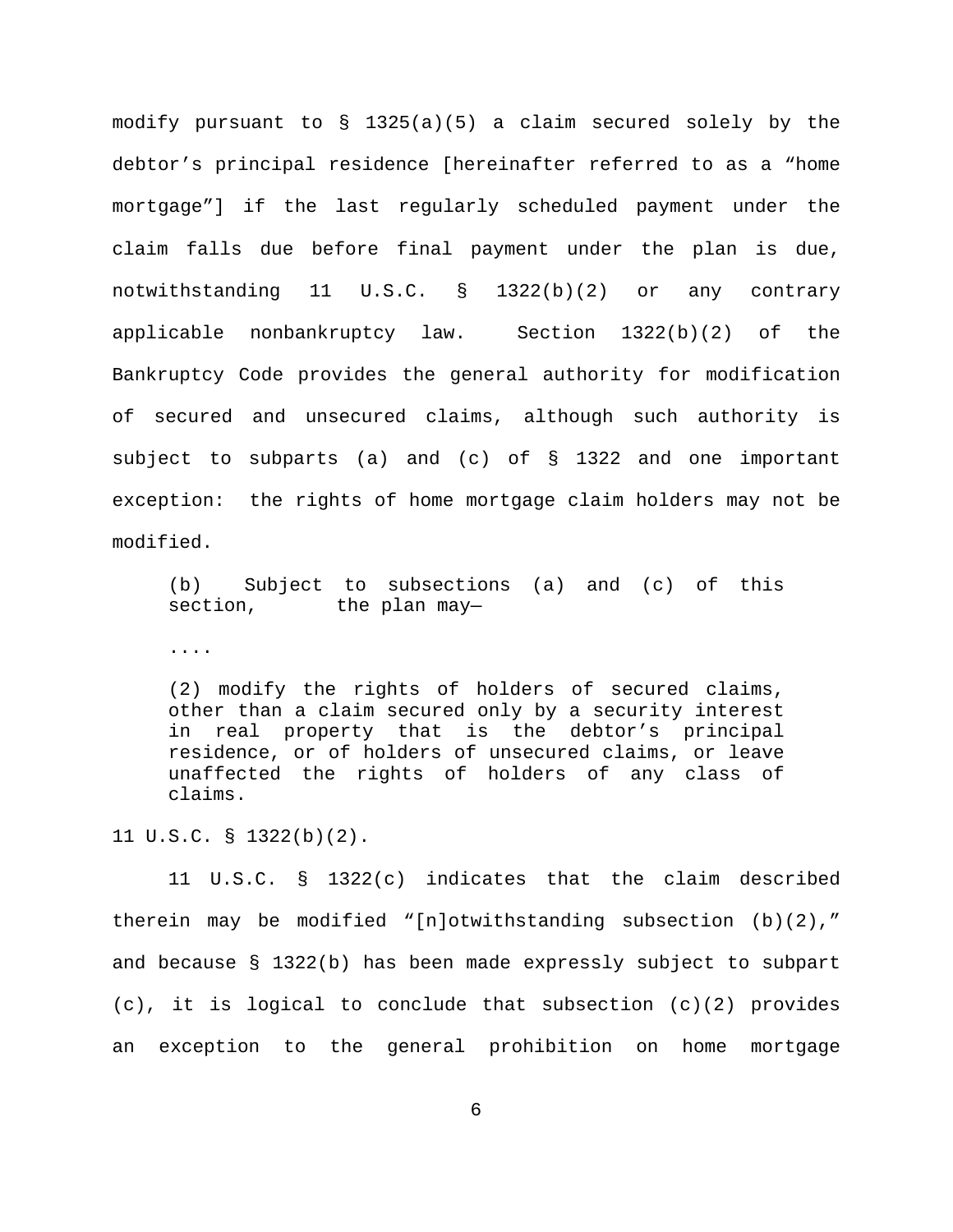modify pursuant to § 1325(a)(5) a claim secured solely by the debtor's principal residence [hereinafter referred to as a "home mortgage"] if the last regularly scheduled payment under the claim falls due before final payment under the plan is due, notwithstanding 11 U.S.C. § 1322(b)(2) or any contrary applicable nonbankruptcy law. Section 1322(b)(2) of the Bankruptcy Code provides the general authority for modification of secured and unsecured claims, although such authority is subject to subparts (a) and (c) of § 1322 and one important exception: the rights of home mortgage claim holders may not be modified.

> (b) Subject to subsections (a) and (c) of this section, the plan may—
>
> ....
>
> (2) modify the rights of holders of secured claims, other than a claim secured only by a security interest in real property that is the debtor's principal residence, or of holders of unsecured claims, or leave unaffected the rights of holders of any class of claims.

11 U.S.C. § 1322(b)(2).

11 U.S.C. § 1322(c) indicates that the claim described therein may be modified "[n]otwithstanding subsection (b)(2)," and because § 1322(b) has been made expressly subject to subpart (c), it is logical to conclude that subsection (c)(2) provides an exception to the general prohibition on home mortgage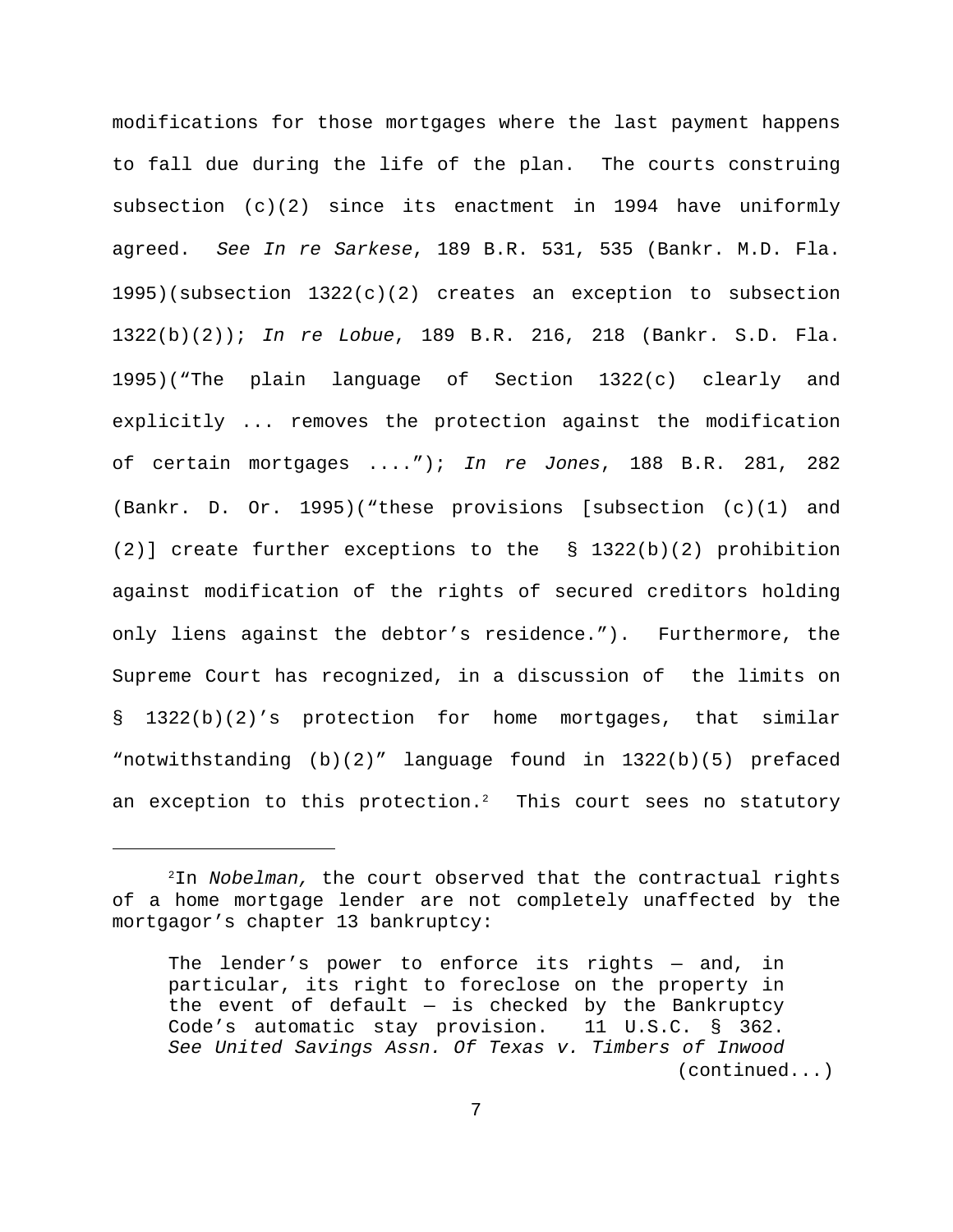modifications for those mortgages where the last payment happens to fall due during the life of the plan. The courts construing subsection (c)(2) since its enactment in 1994 have uniformly agreed. *See In re Sarkese*, 189 B.R. 531, 535 (Bankr. M.D. Fla. 1995)(subsection 1322(c)(2) creates an exception to subsection 1322(b)(2)); *In re Lobue*, 189 B.R. 216, 218 (Bankr. S.D. Fla. 1995)("The plain language of Section 1322(c) clearly and explicitly ... removes the protection against the modification of certain mortgages ...."); *In re Jones*, 188 B.R. 281, 282 (Bankr. D. Or. 1995)("these provisions [subsection (c)(1) and (2)] create further exceptions to the § 1322(b)(2) prohibition against modification of the rights of secured creditors holding only liens against the debtor's residence."). Furthermore, the Supreme Court has recognized, in a discussion of the limits on § 1322(b)(2)'s protection for home mortgages, that similar "notwithstanding (b)(2)" language found in 1322(b)(5) prefaced an exception to this protection.[2] This court sees no statutory

---

[2]In *Nobelman,* the court observed that the contractual rights of a home mortgage lender are not completely unaffected by the mortgagor's chapter 13 bankruptcy:

> The lender's power to enforce its rights — and, in particular, its right to foreclose on the property in the event of default — is checked by the Bankruptcy Code's automatic stay provision. 11 U.S.C. § 362. *See United Savings Assn. Of Texas v. Timbers of Inwood*

(continued...)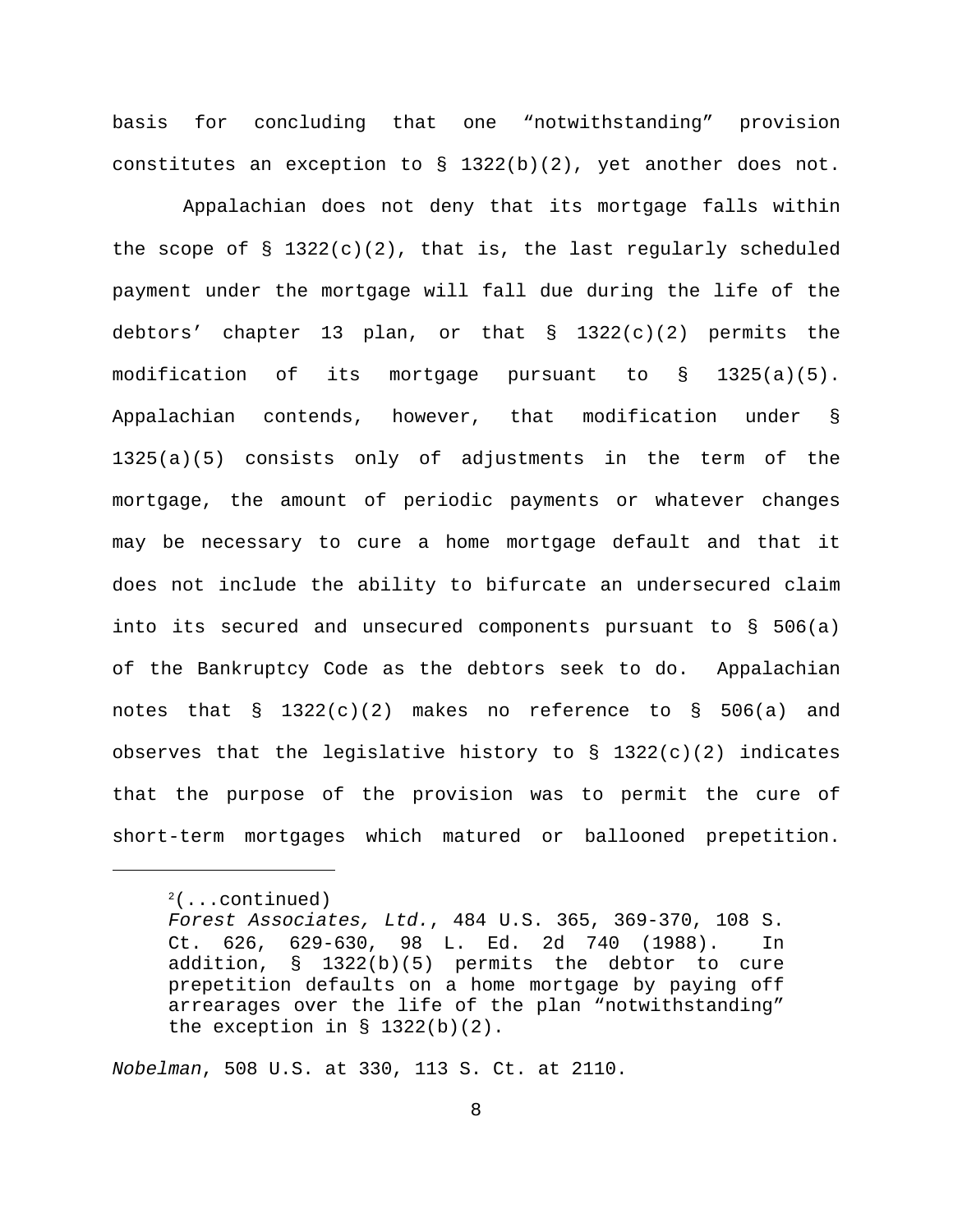basis for concluding that one "notwithstanding" provision constitutes an exception to § 1322(b)(2), yet another does not.

Appalachian does not deny that its mortgage falls within the scope of § 1322(c)(2), that is, the last regularly scheduled payment under the mortgage will fall due during the life of the debtors' chapter 13 plan, or that § 1322(c)(2) permits the modification of its mortgage pursuant to § 1325(a)(5). Appalachian contends, however, that modification under § 1325(a)(5) consists only of adjustments in the term of the mortgage, the amount of periodic payments or whatever changes may be necessary to cure a home mortgage default and that it does not include the ability to bifurcate an undersecured claim into its secured and unsecured components pursuant to § 506(a) of the Bankruptcy Code as the debtors seek to do. Appalachian notes that § 1322(c)(2) makes no reference to § 506(a) and observes that the legislative history to § 1322(c)(2) indicates that the purpose of the provision was to permit the cure of short-term mortgages which matured or ballooned prepetition.

---

[2](...continued)
*Forest Associates, Ltd.*, 484 U.S. 365, 369-370, 108 S. Ct. 626, 629-630, 98 L. Ed. 2d 740 (1988). In addition, § 1322(b)(5) permits the debtor to cure prepetition defaults on a home mortgage by paying off arrearages over the life of the plan "notwithstanding" the exception in § 1322(b)(2).

*Nobelman*, 508 U.S. at 330, 113 S. Ct. at 2110.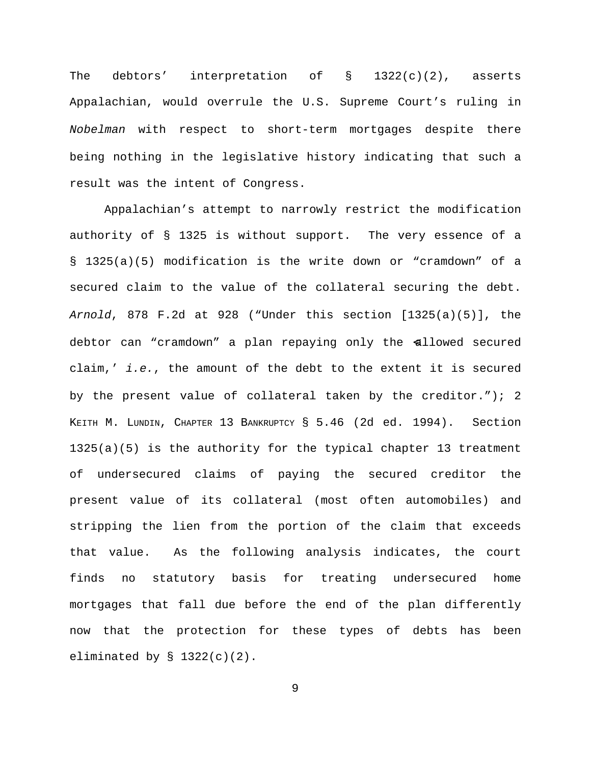The debtors' interpretation of § 1322(c)(2), asserts Appalachian, would overrule the U.S. Supreme Court's ruling in *Nobelman* with respect to short-term mortgages despite there being nothing in the legislative history indicating that such a result was the intent of Congress.

Appalachian's attempt to narrowly restrict the modification authority of § 1325 is without support. The very essence of a § 1325(a)(5) modification is the write down or "cramdown" of a secured claim to the value of the collateral securing the debt. *Arnold*, 878 F.2d at 928 ("Under this section [1325(a)(5)], the debtor can "cramdown" a plan repaying only the ‹allowed secured claim,' *i.e.*, the amount of the debt to the extent it is secured by the present value of collateral taken by the creditor."); 2 Keith M. Lundin, Chapter 13 Bankruptcy § 5.46 (2d ed. 1994). Section 1325(a)(5) is the authority for the typical chapter 13 treatment of undersecured claims of paying the secured creditor the present value of its collateral (most often automobiles) and stripping the lien from the portion of the claim that exceeds that value. As the following analysis indicates, the court finds no statutory basis for treating undersecured home mortgages that fall due before the end of the plan differently now that the protection for these types of debts has been eliminated by § 1322(c)(2).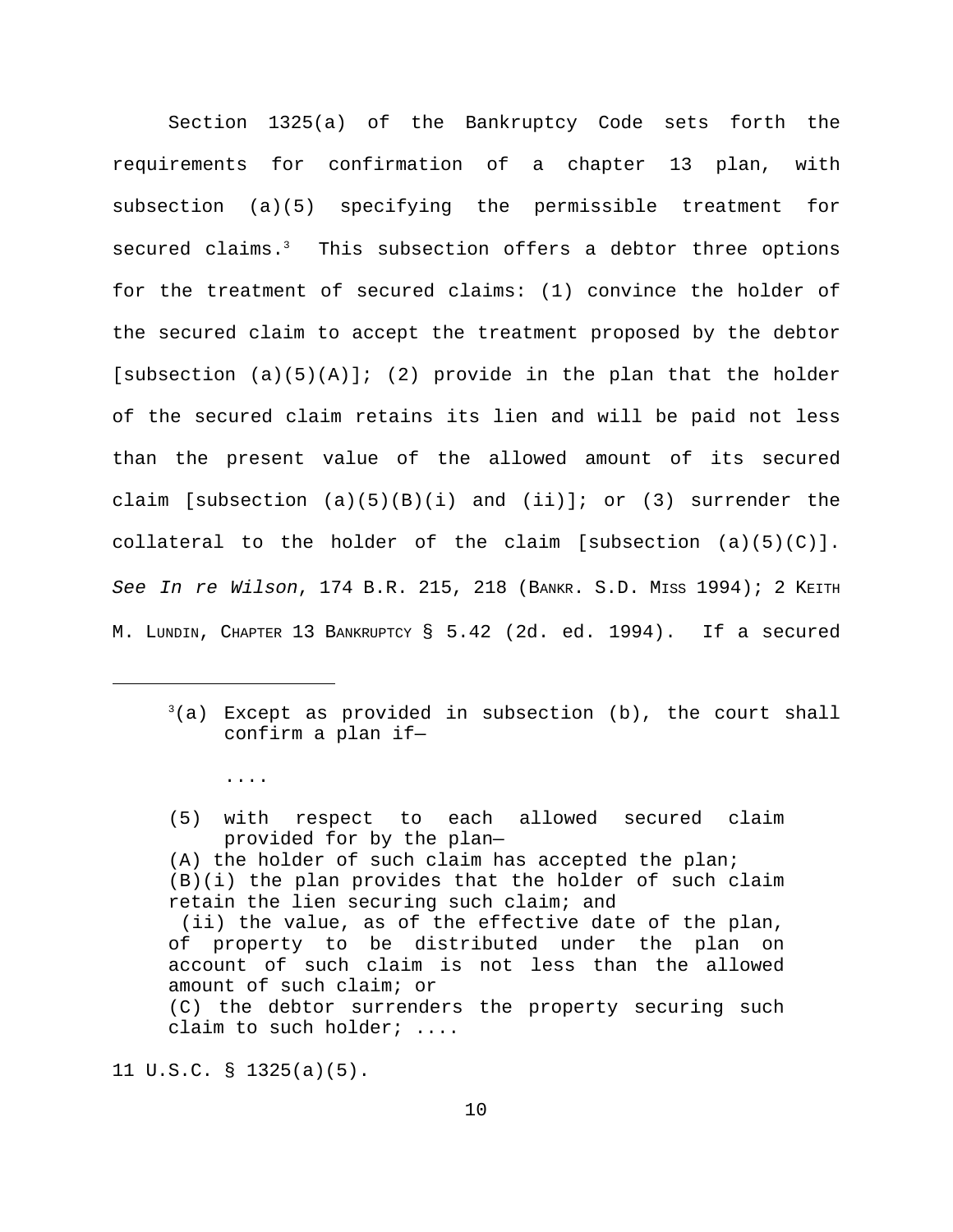Section 1325(a) of the Bankruptcy Code sets forth the requirements for confirmation of a chapter 13 plan, with subsection (a)(5) specifying the permissible treatment for secured claims.[3] This subsection offers a debtor three options for the treatment of secured claims: (1) convince the holder of the secured claim to accept the treatment proposed by the debtor [subsection (a)(5)(A)]; (2) provide in the plan that the holder of the secured claim retains its lien and will be paid not less than the present value of the allowed amount of its secured claim [subsection (a)(5)(B)(i) and (ii)]; or (3) surrender the collateral to the holder of the claim [subsection (a)(5)(C)]. *See In re Wilson*, 174 B.R. 215, 218 (BANKR. S.D. MISS 1994); 2 KEITH M. LUNDIN, CHAPTER 13 BANKRUPTCY § 5.42 (2d. ed. 1994). If a secured

---

[3](a) Except as provided in subsection (b), the court shall confirm a plan if—

....

(5) with respect to each allowed secured claim provided for by the plan—
(A) the holder of such claim has accepted the plan;
(B)(i) the plan provides that the holder of such claim retain the lien securing such claim; and
(ii) the value, as of the effective date of the plan, of property to be distributed under the plan on account of such claim is not less than the allowed amount of such claim; or
(C) the debtor surrenders the property securing such claim to such holder; ....

11 U.S.C. § 1325(a)(5).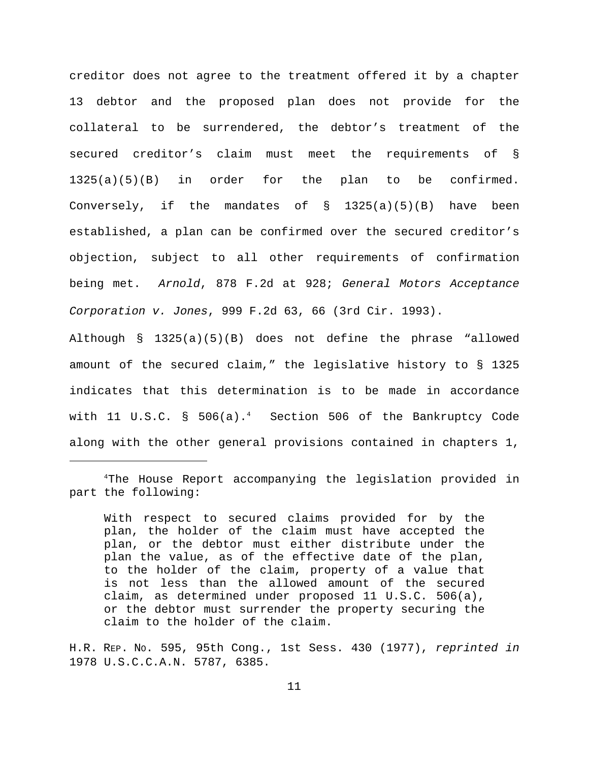creditor does not agree to the treatment offered it by a chapter 13 debtor and the proposed plan does not provide for the collateral to be surrendered, the debtor's treatment of the secured creditor's claim must meet the requirements of § 1325(a)(5)(B) in order for the plan to be confirmed. Conversely, if the mandates of § 1325(a)(5)(B) have been established, a plan can be confirmed over the secured creditor's objection, subject to all other requirements of confirmation being met. *Arnold*, 878 F.2d at 928; *General Motors Acceptance Corporation v. Jones*, 999 F.2d 63, 66 (3rd Cir. 1993).

Although § 1325(a)(5)(B) does not define the phrase "allowed amount of the secured claim," the legislative history to § 1325 indicates that this determination is to be made in accordance with 11 U.S.C. § 506(a).[4] Section 506 of the Bankruptcy Code along with the other general provisions contained in chapters 1,

---

[4]The House Report accompanying the legislation provided in part the following:

> With respect to secured claims provided for by the plan, the holder of the claim must have accepted the plan, or the debtor must either distribute under the plan the value, as of the effective date of the plan, to the holder of the claim, property of a value that is not less than the allowed amount of the secured claim, as determined under proposed 11 U.S.C. 506(a), or the debtor must surrender the property securing the claim to the holder of the claim.

H.R. REP. NO. 595, 95th Cong., 1st Sess. 430 (1977), *reprinted in* 1978 U.S.C.C.A.N. 5787, 6385.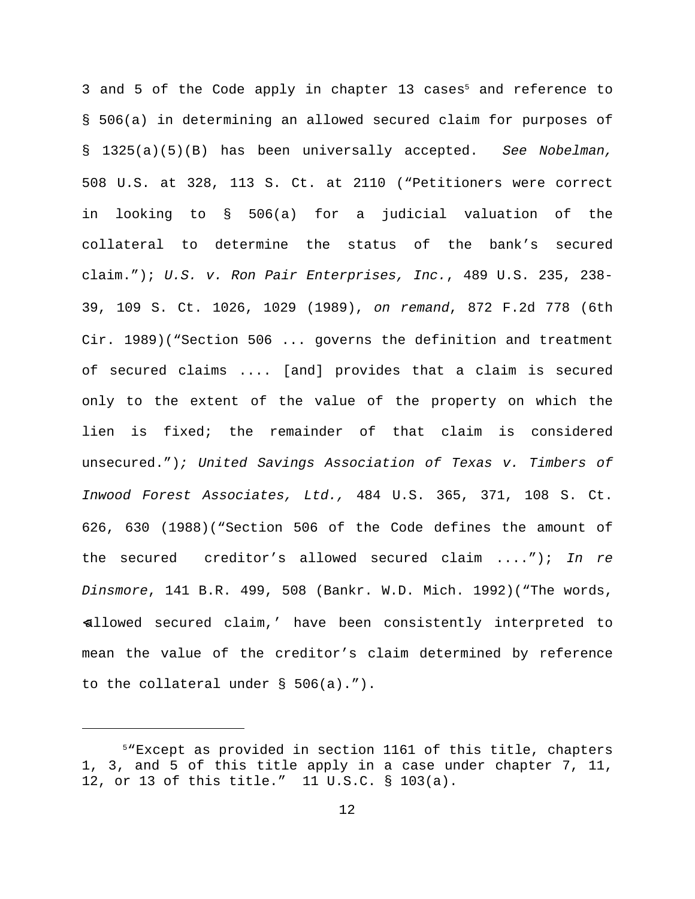3 and 5 of the Code apply in chapter 13 cases[5] and reference to § 506(a) in determining an allowed secured claim for purposes of § 1325(a)(5)(B) has been universally accepted. *See Nobelman,* 508 U.S. at 328, 113 S. Ct. at 2110 ("Petitioners were correct in looking to § 506(a) for a judicial valuation of the collateral to determine the status of the bank's secured claim."); *U.S. v. Ron Pair Enterprises, Inc.*, 489 U.S. 235, 238-39, 109 S. Ct. 1026, 1029 (1989), *on remand*, 872 F.2d 778 (6th Cir. 1989)("Section 506 ... governs the definition and treatment of secured claims .... [and] provides that a claim is secured only to the extent of the value of the property on which the lien is fixed; the remainder of that claim is considered unsecured."); *United Savings Association of Texas v. Timbers of Inwood Forest Associates, Ltd.,* 484 U.S. 365, 371, 108 S. Ct. 626, 630 (1988)("Section 506 of the Code defines the amount of the secured creditor's allowed secured claim ...."); *In re Dinsmore*, 141 B.R. 499, 508 (Bankr. W.D. Mich. 1992)("The words, 'allowed secured claim,' have been consistently interpreted to mean the value of the creditor's claim determined by reference to the collateral under § 506(a).").

---

[5] "Except as provided in section 1161 of this title, chapters 1, 3, and 5 of this title apply in a case under chapter 7, 11, 12, or 13 of this title." 11 U.S.C. § 103(a).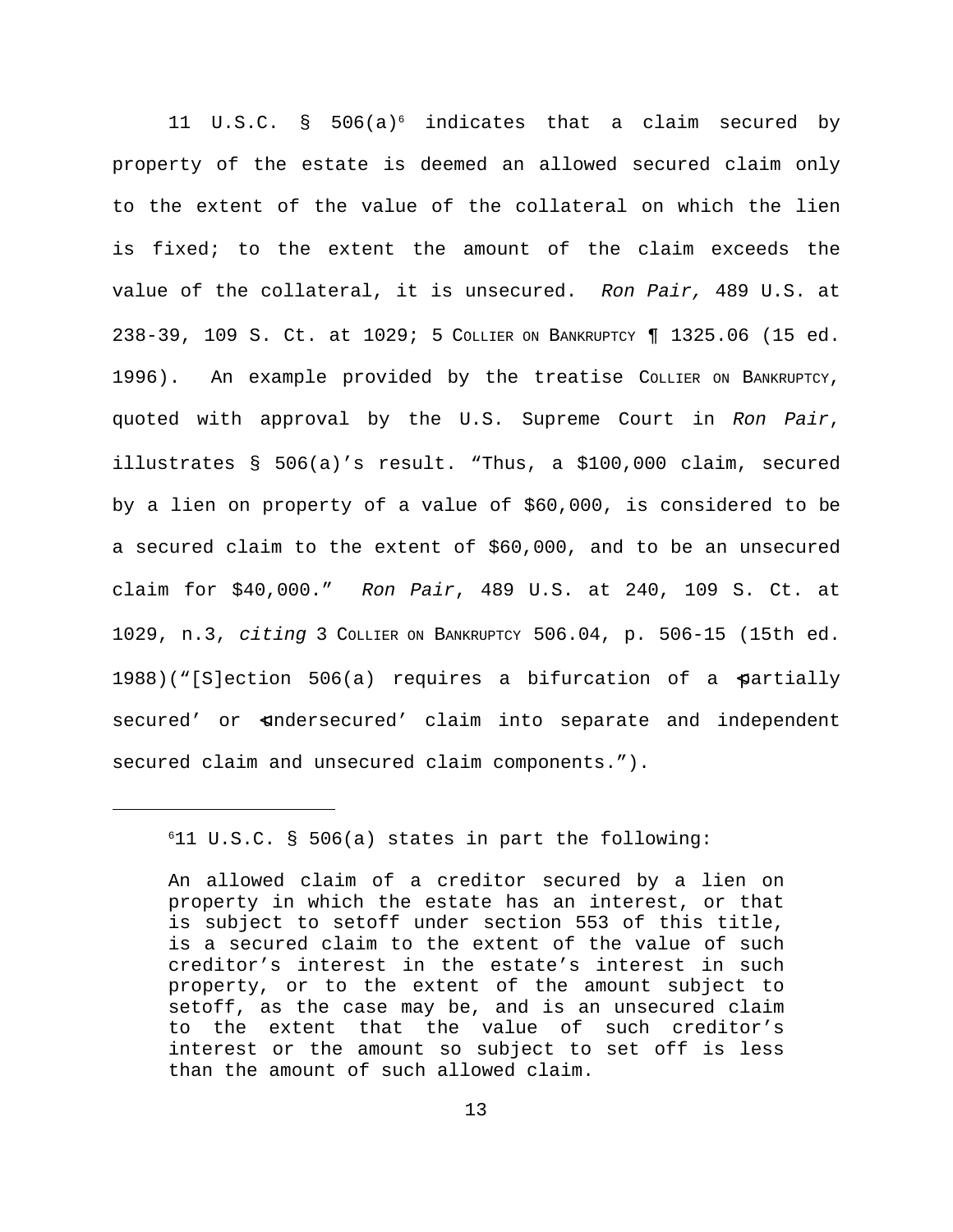11 U.S.C. § 506(a)[6] indicates that a claim secured by property of the estate is deemed an allowed secured claim only to the extent of the value of the collateral on which the lien is fixed; to the extent the amount of the claim exceeds the value of the collateral, it is unsecured. *Ron Pair,* 489 U.S. at 238-39, 109 S. Ct. at 1029; 5 COLLIER ON BANKRUPTCY ¶ 1325.06 (15 ed. 1996). An example provided by the treatise COLLIER ON BANKRUPTCY, quoted with approval by the U.S. Supreme Court in *Ron Pair*, illustrates § 506(a)'s result. "Thus, a $100,000 claim, secured by a lien on property of a value of $60,000, is considered to be a secured claim to the extent of $60,000, and to be an unsecured claim for $40,000." *Ron Pair*, 489 U.S. at 240, 109 S. Ct. at 1029, n.3, *citing* 3 COLLIER ON BANKRUPTCY 506.04, p. 506-15 (15th ed. 1988)("[S]ection 506(a) requires a bifurcation of a 'partially secured' or 'undersecured' claim into separate and independent secured claim and unsecured claim components.").

---

[6]11 U.S.C. § 506(a) states in part the following:

> An allowed claim of a creditor secured by a lien on property in which the estate has an interest, or that is subject to setoff under section 553 of this title, is a secured claim to the extent of the value of such creditor's interest in the estate's interest in such property, or to the extent of the amount subject to setoff, as the case may be, and is an unsecured claim to the extent that the value of such creditor's interest or the amount so subject to set off is less than the amount of such allowed claim.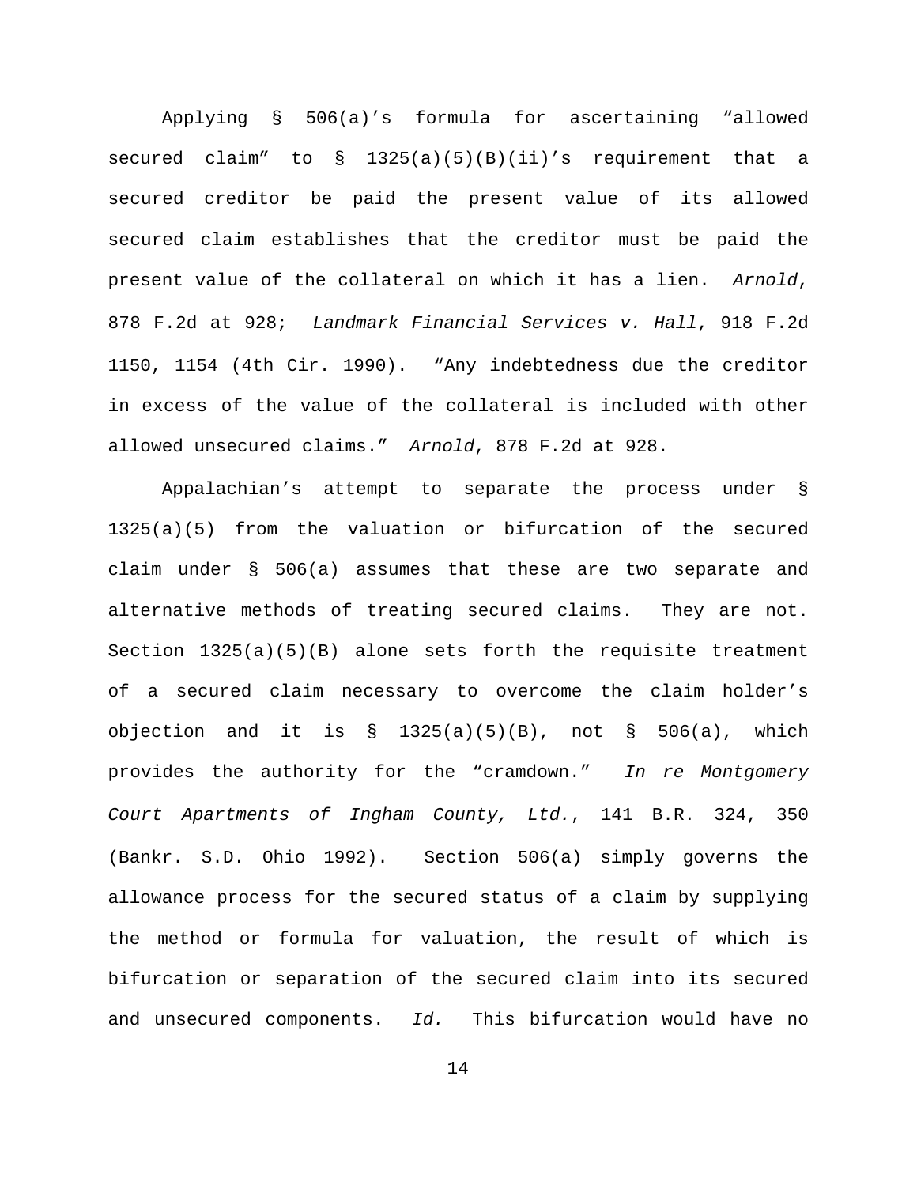Applying § 506(a)'s formula for ascertaining "allowed secured claim" to § 1325(a)(5)(B)(ii)'s requirement that a secured creditor be paid the present value of its allowed secured claim establishes that the creditor must be paid the present value of the collateral on which it has a lien. *Arnold*, 878 F.2d at 928; *Landmark Financial Services v. Hall*, 918 F.2d 1150, 1154 (4th Cir. 1990). "Any indebtedness due the creditor in excess of the value of the collateral is included with other allowed unsecured claims." *Arnold*, 878 F.2d at 928.

Appalachian's attempt to separate the process under § 1325(a)(5) from the valuation or bifurcation of the secured claim under § 506(a) assumes that these are two separate and alternative methods of treating secured claims. They are not. Section 1325(a)(5)(B) alone sets forth the requisite treatment of a secured claim necessary to overcome the claim holder's objection and it is § 1325(a)(5)(B), not § 506(a), which provides the authority for the "cramdown." *In re Montgomery Court Apartments of Ingham County, Ltd.*, 141 B.R. 324, 350 (Bankr. S.D. Ohio 1992). Section 506(a) simply governs the allowance process for the secured status of a claim by supplying the method or formula for valuation, the result of which is bifurcation or separation of the secured claim into its secured and unsecured components. *Id.* This bifurcation would have no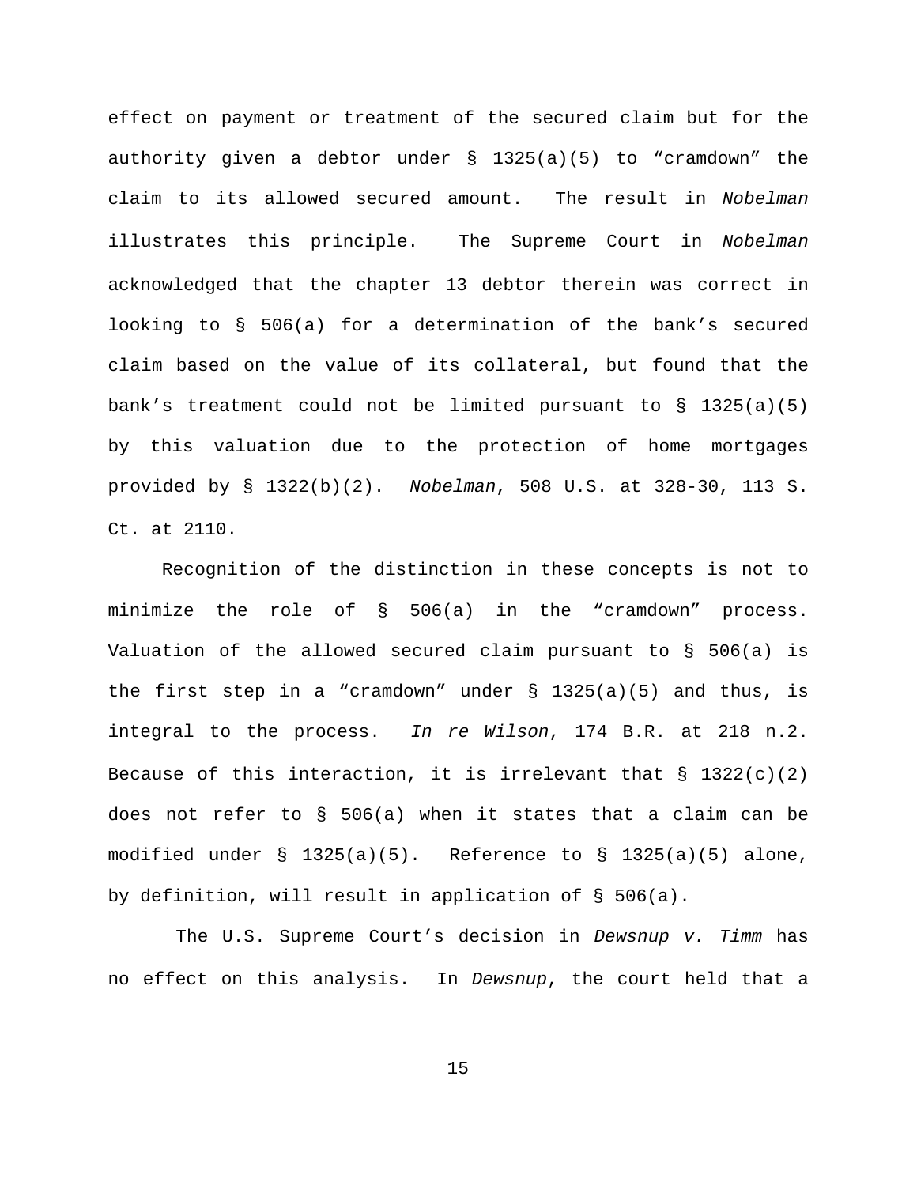effect on payment or treatment of the secured claim but for the authority given a debtor under § 1325(a)(5) to "cramdown" the claim to its allowed secured amount. The result in *Nobelman* illustrates this principle. The Supreme Court in *Nobelman* acknowledged that the chapter 13 debtor therein was correct in looking to § 506(a) for a determination of the bank's secured claim based on the value of its collateral, but found that the bank's treatment could not be limited pursuant to § 1325(a)(5) by this valuation due to the protection of home mortgages provided by § 1322(b)(2). *Nobelman*, 508 U.S. at 328-30, 113 S. Ct. at 2110.

Recognition of the distinction in these concepts is not to minimize the role of § 506(a) in the "cramdown" process. Valuation of the allowed secured claim pursuant to § 506(a) is the first step in a "cramdown" under § 1325(a)(5) and thus, is integral to the process. *In re Wilson*, 174 B.R. at 218 n.2. Because of this interaction, it is irrelevant that § 1322(c)(2) does not refer to § 506(a) when it states that a claim can be modified under § 1325(a)(5). Reference to § 1325(a)(5) alone, by definition, will result in application of § 506(a).

The U.S. Supreme Court's decision in *Dewsnup v. Timm* has no effect on this analysis. In *Dewsnup*, the court held that a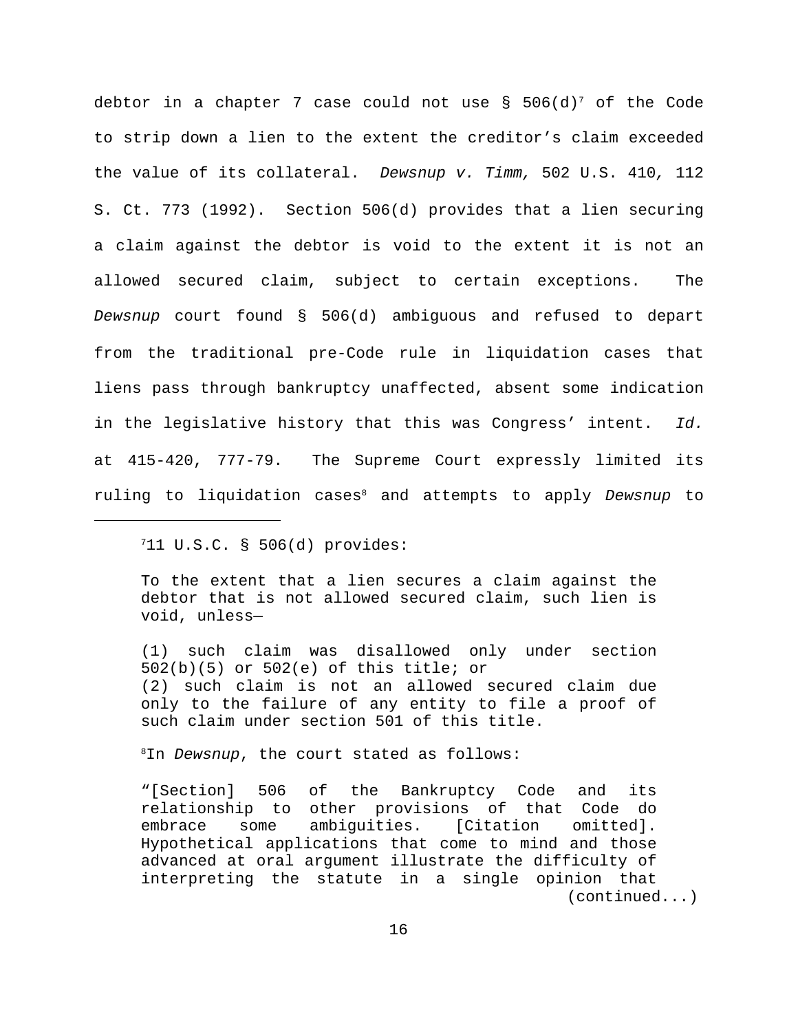debtor in a chapter 7 case could not use § 506(d)[7] of the Code to strip down a lien to the extent the creditor's claim exceeded the value of its collateral. *Dewsnup v. Timm,* 502 U.S. 410*,* 112 S. Ct. 773 (1992). Section 506(d) provides that a lien securing a claim against the debtor is void to the extent it is not an allowed secured claim, subject to certain exceptions. The *Dewsnup* court found § 506(d) ambiguous and refused to depart from the traditional pre-Code rule in liquidation cases that liens pass through bankruptcy unaffected, absent some indication in the legislative history that this was Congress' intent. *Id.* at 415-420, 777-79. The Supreme Court expressly limited its ruling to liquidation cases[8] and attempts to apply *Dewsnup* to

---

[7]11 U.S.C. § 506(d) provides:

> To the extent that a lien secures a claim against the debtor that is not allowed secured claim, such lien is void, unless—
>
> (1) such claim was disallowed only under section 502(b)(5) or 502(e) of this title; or
> (2) such claim is not an allowed secured claim due only to the failure of any entity to file a proof of such claim under section 501 of this title.

[8]In *Dewsnup*, the court stated as follows:

> "[Section] 506 of the Bankruptcy Code and its relationship to other provisions of that Code do embrace some ambiguities. [Citation omitted]. Hypothetical applications that come to mind and those advanced at oral argument illustrate the difficulty of interpreting the statute in a single opinion that (continued...)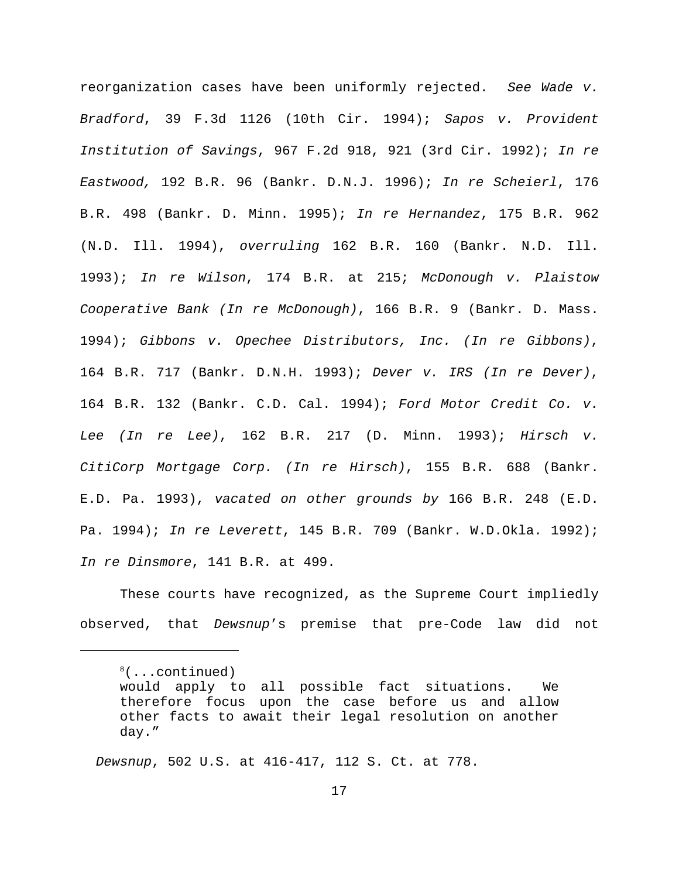reorganization cases have been uniformly rejected. *See Wade v. Bradford*, 39 F.3d 1126 (10th Cir. 1994); *Sapos v. Provident Institution of Savings*, 967 F.2d 918, 921 (3rd Cir. 1992); *In re Eastwood,* 192 B.R. 96 (Bankr. D.N.J. 1996); *In re Scheierl*, 176 B.R. 498 (Bankr. D. Minn. 1995); *In re Hernandez*, 175 B.R. 962 (N.D. Ill. 1994), *overruling* 162 B.R. 160 (Bankr. N.D. Ill. 1993); *In re Wilson*, 174 B.R. at 215; *McDonough v. Plaistow Cooperative Bank (In re McDonough)*, 166 B.R. 9 (Bankr. D. Mass. 1994); *Gibbons v. Opechee Distributors, Inc. (In re Gibbons)*, 164 B.R. 717 (Bankr. D.N.H. 1993); *Dever v. IRS (In re Dever)*, 164 B.R. 132 (Bankr. C.D. Cal. 1994); *Ford Motor Credit Co. v. Lee (In re Lee)*, 162 B.R. 217 (D. Minn. 1993); *Hirsch v. CitiCorp Mortgage Corp. (In re Hirsch)*, 155 B.R. 688 (Bankr. E.D. Pa. 1993), *vacated on other grounds by* 166 B.R. 248 (E.D. Pa. 1994); *In re Leverett*, 145 B.R. 709 (Bankr. W.D.Okla. 1992); *In re Dinsmore*, 141 B.R. at 499.

These courts have recognized, as the Supreme Court impliedly observed, that *Dewsnup*'s premise that pre-Code law did not

---

[8](...continued)
would apply to all possible fact situations. We therefore focus upon the case before us and allow other facts to await their legal resolution on another day."

*Dewsnup*, 502 U.S. at 416-417, 112 S. Ct. at 778.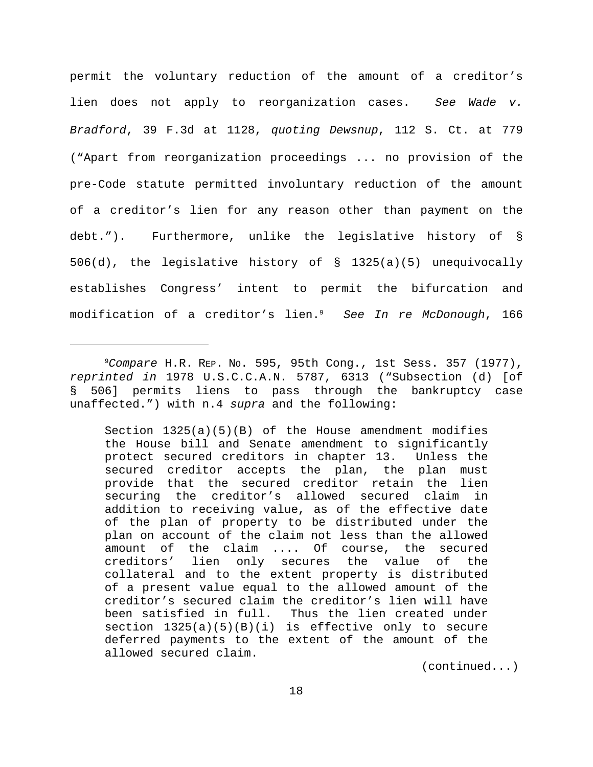permit the voluntary reduction of the amount of a creditor's lien does not apply to reorganization cases. *See Wade v. Bradford*, 39 F.3d at 1128, *quoting Dewsnup*, 112 S. Ct. at 779 ("Apart from reorganization proceedings ... no provision of the pre-Code statute permitted involuntary reduction of the amount of a creditor's lien for any reason other than payment on the debt."). Furthermore, unlike the legislative history of § 506(d), the legislative history of § 1325(a)(5) unequivocally establishes Congress' intent to permit the bifurcation and modification of a creditor's lien.[9] *See In re McDonough*, 166

---

[9]*Compare* H.R. REP. NO. 595, 95th Cong., 1st Sess. 357 (1977), *reprinted in* 1978 U.S.C.C.A.N. 5787, 6313 ("Subsection (d) [of § 506] permits liens to pass through the bankruptcy case unaffected.") with n.4 *supra* and the following:

> Section 1325(a)(5)(B) of the House amendment modifies the House bill and Senate amendment to significantly protect secured creditors in chapter 13. Unless the secured creditor accepts the plan, the plan must provide that the secured creditor retain the lien securing the creditor's allowed secured claim in addition to receiving value, as of the effective date of the plan of property to be distributed under the plan on account of the claim not less than the allowed amount of the claim .... Of course, the secured creditors' lien only secures the value of the collateral and to the extent property is distributed of a present value equal to the allowed amount of the creditor's secured claim the creditor's lien will have been satisfied in full. Thus the lien created under section 1325(a)(5)(B)(i) is effective only to secure deferred payments to the extent of the amount of the allowed secured claim.

(continued...)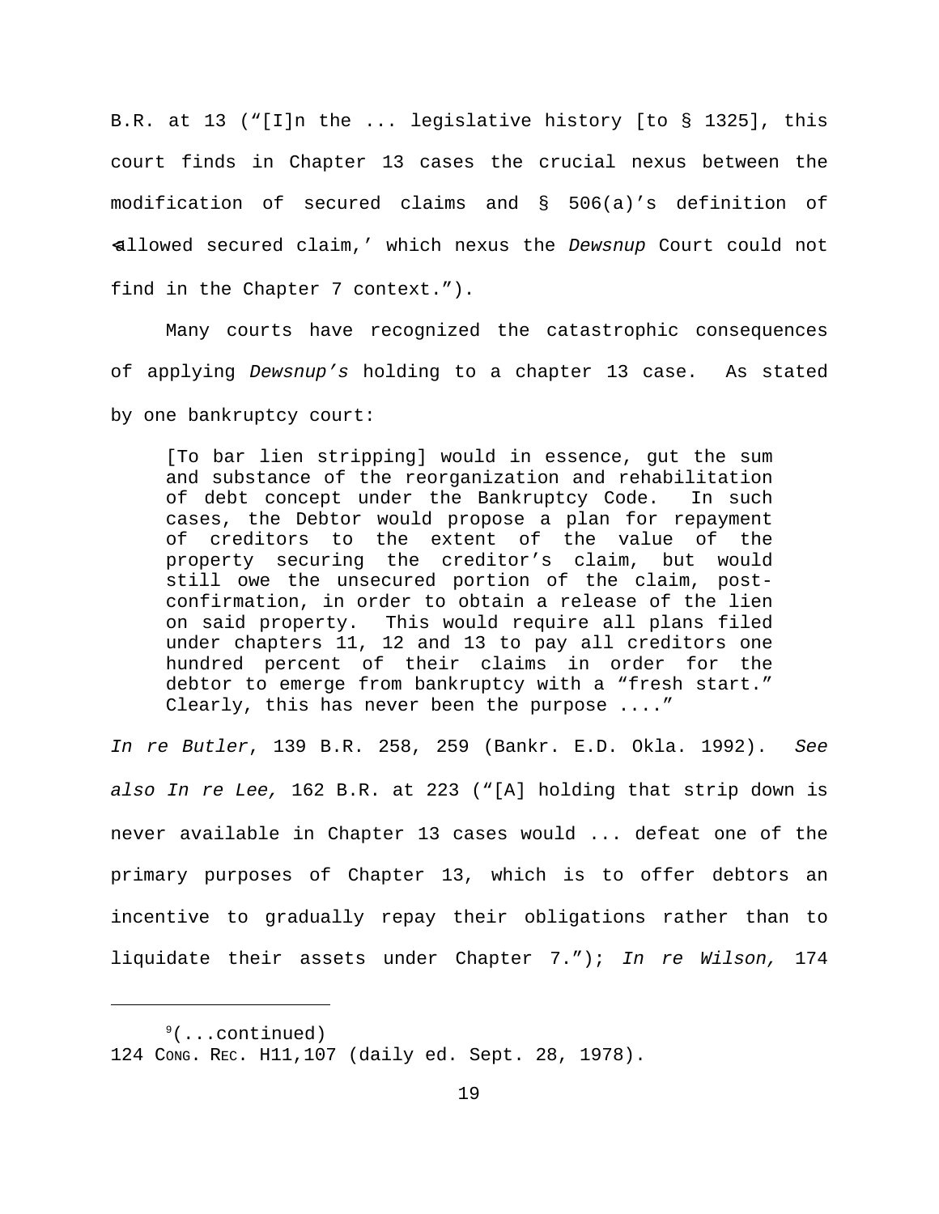B.R. at 13 ("[I]n the ... legislative history [to § 1325], this court finds in Chapter 13 cases the crucial nexus between the modification of secured claims and § 506(a)'s definition of 'allowed secured claim,' which nexus the *Dewsnup* Court could not find in the Chapter 7 context.").

Many courts have recognized the catastrophic consequences of applying *Dewsnup's* holding to a chapter 13 case. As stated by one bankruptcy court:

> [To bar lien stripping] would in essence, gut the sum and substance of the reorganization and rehabilitation of debt concept under the Bankruptcy Code. In such cases, the Debtor would propose a plan for repayment of creditors to the extent of the value of the property securing the creditor's claim, but would still owe the unsecured portion of the claim, post-confirmation, in order to obtain a release of the lien on said property. This would require all plans filed under chapters 11, 12 and 13 to pay all creditors one hundred percent of their claims in order for the debtor to emerge from bankruptcy with a "fresh start." Clearly, this has never been the purpose ...."

*In re Butler*, 139 B.R. 258, 259 (Bankr. E.D. Okla. 1992). *See also In re Lee,* 162 B.R. at 223 ("[A] holding that strip down is never available in Chapter 13 cases would ... defeat one of the primary purposes of Chapter 13, which is to offer debtors an incentive to gradually repay their obligations rather than to liquidate their assets under Chapter 7."); *In re Wilson,* 174

---

[9](...continued)
124 CONG. REC. H11,107 (daily ed. Sept. 28, 1978).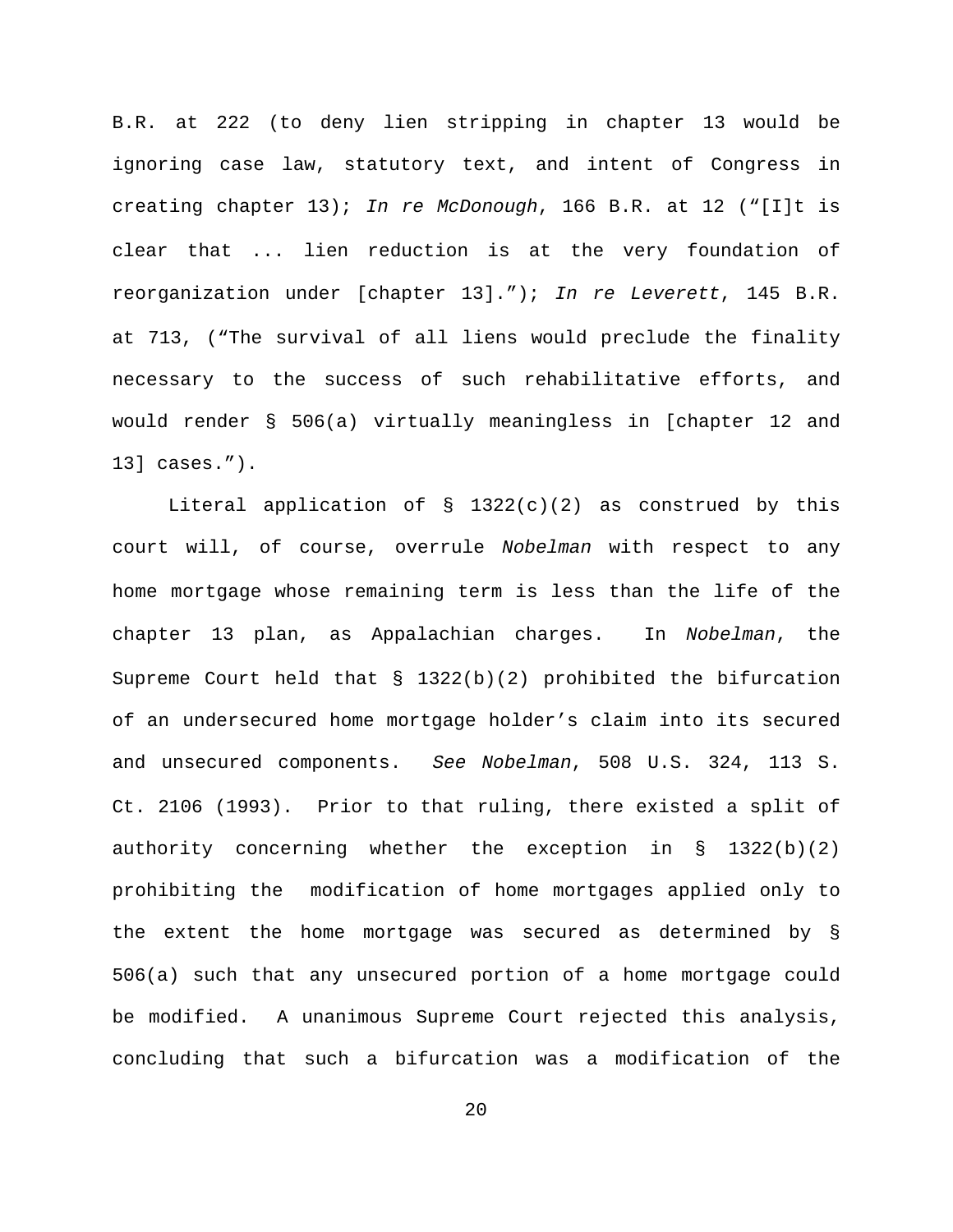B.R. at 222 (to deny lien stripping in chapter 13 would be ignoring case law, statutory text, and intent of Congress in creating chapter 13); *In re McDonough*, 166 B.R. at 12 ("[I]t is clear that ... lien reduction is at the very foundation of reorganization under [chapter 13]."); *In re Leverett*, 145 B.R. at 713, ("The survival of all liens would preclude the finality necessary to the success of such rehabilitative efforts, and would render § 506(a) virtually meaningless in [chapter 12 and 13] cases.").

Literal application of § 1322(c)(2) as construed by this court will, of course, overrule *Nobelman* with respect to any home mortgage whose remaining term is less than the life of the chapter 13 plan, as Appalachian charges. In *Nobelman*, the Supreme Court held that § 1322(b)(2) prohibited the bifurcation of an undersecured home mortgage holder's claim into its secured and unsecured components. *See Nobelman*, 508 U.S. 324, 113 S. Ct. 2106 (1993). Prior to that ruling, there existed a split of authority concerning whether the exception in § 1322(b)(2) prohibiting the modification of home mortgages applied only to the extent the home mortgage was secured as determined by § 506(a) such that any unsecured portion of a home mortgage could be modified. A unanimous Supreme Court rejected this analysis, concluding that such a bifurcation was a modification of the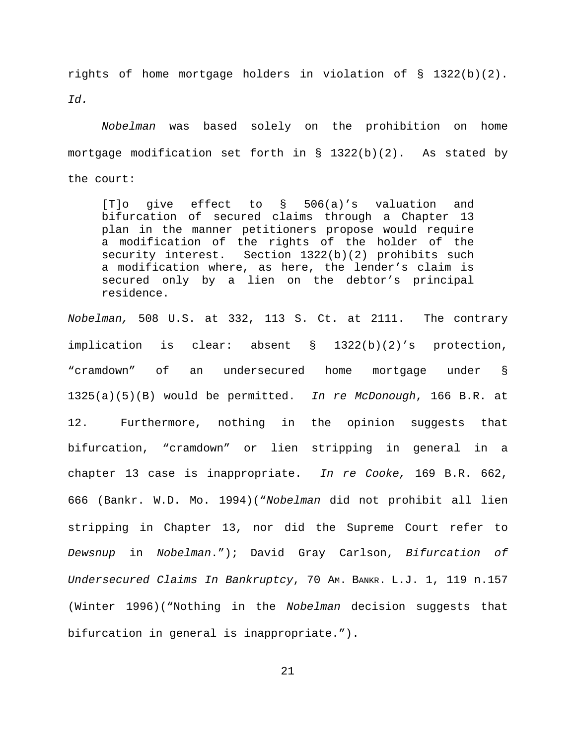rights of home mortgage holders in violation of § 1322(b)(2). *Id.*

*Nobelman* was based solely on the prohibition on home mortgage modification set forth in § 1322(b)(2). As stated by the court:

> [T]o give effect to § 506(a)'s valuation and bifurcation of secured claims through a Chapter 13 plan in the manner petitioners propose would require a modification of the rights of the holder of the security interest. Section 1322(b)(2) prohibits such a modification where, as here, the lender's claim is secured only by a lien on the debtor's principal residence.

*Nobelman,* 508 U.S. at 332, 113 S. Ct. at 2111. The contrary implication is clear: absent § 1322(b)(2)'s protection, "cramdown" of an undersecured home mortgage under § 1325(a)(5)(B) would be permitted. *In re McDonough*, 166 B.R. at 12. Furthermore, nothing in the opinion suggests that bifurcation, "cramdown" or lien stripping in general in a chapter 13 case is inappropriate. *In re Cooke,* 169 B.R. 662, 666 (Bankr. W.D. Mo. 1994)("*Nobelman* did not prohibit all lien stripping in Chapter 13, nor did the Supreme Court refer to *Dewsnup* in *Nobelman*."); David Gray Carlson, *Bifurcation of Undersecured Claims In Bankruptcy*, 70 AM. BANKR. L.J. 1, 119 n.157 (Winter 1996)("Nothing in the *Nobelman* decision suggests that bifurcation in general is inappropriate.").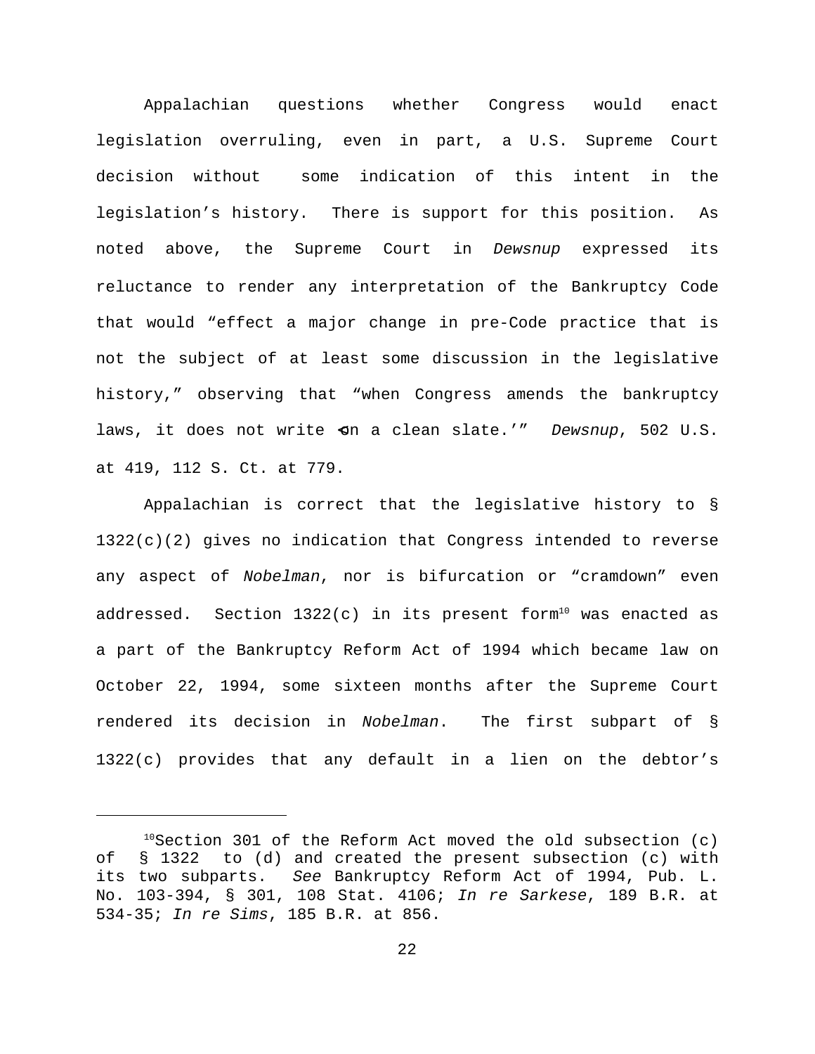Appalachian questions whether Congress would enact legislation overruling, even in part, a U.S. Supreme Court decision without some indication of this intent in the legislation's history. There is support for this position. As noted above, the Supreme Court in *Dewsnup* expressed its reluctance to render any interpretation of the Bankruptcy Code that would "effect a major change in pre-Code practice that is not the subject of at least some discussion in the legislative history," observing that "when Congress amends the bankruptcy laws, it does not write 'on a clean slate.'" *Dewsnup*, 502 U.S. at 419, 112 S. Ct. at 779.

Appalachian is correct that the legislative history to § 1322(c)(2) gives no indication that Congress intended to reverse any aspect of *Nobelman*, nor is bifurcation or "cramdown" even addressed. Section 1322(c) in its present form[10] was enacted as a part of the Bankruptcy Reform Act of 1994 which became law on October 22, 1994, some sixteen months after the Supreme Court rendered its decision in *Nobelman*. The first subpart of § 1322(c) provides that any default in a lien on the debtor's

---

[10]Section 301 of the Reform Act moved the old subsection (c) of § 1322 to (d) and created the present subsection (c) with its two subparts. *See* Bankruptcy Reform Act of 1994, Pub. L. No. 103-394, § 301, 108 Stat. 4106; *In re Sarkese*, 189 B.R. at 534-35; *In re Sims*, 185 B.R. at 856.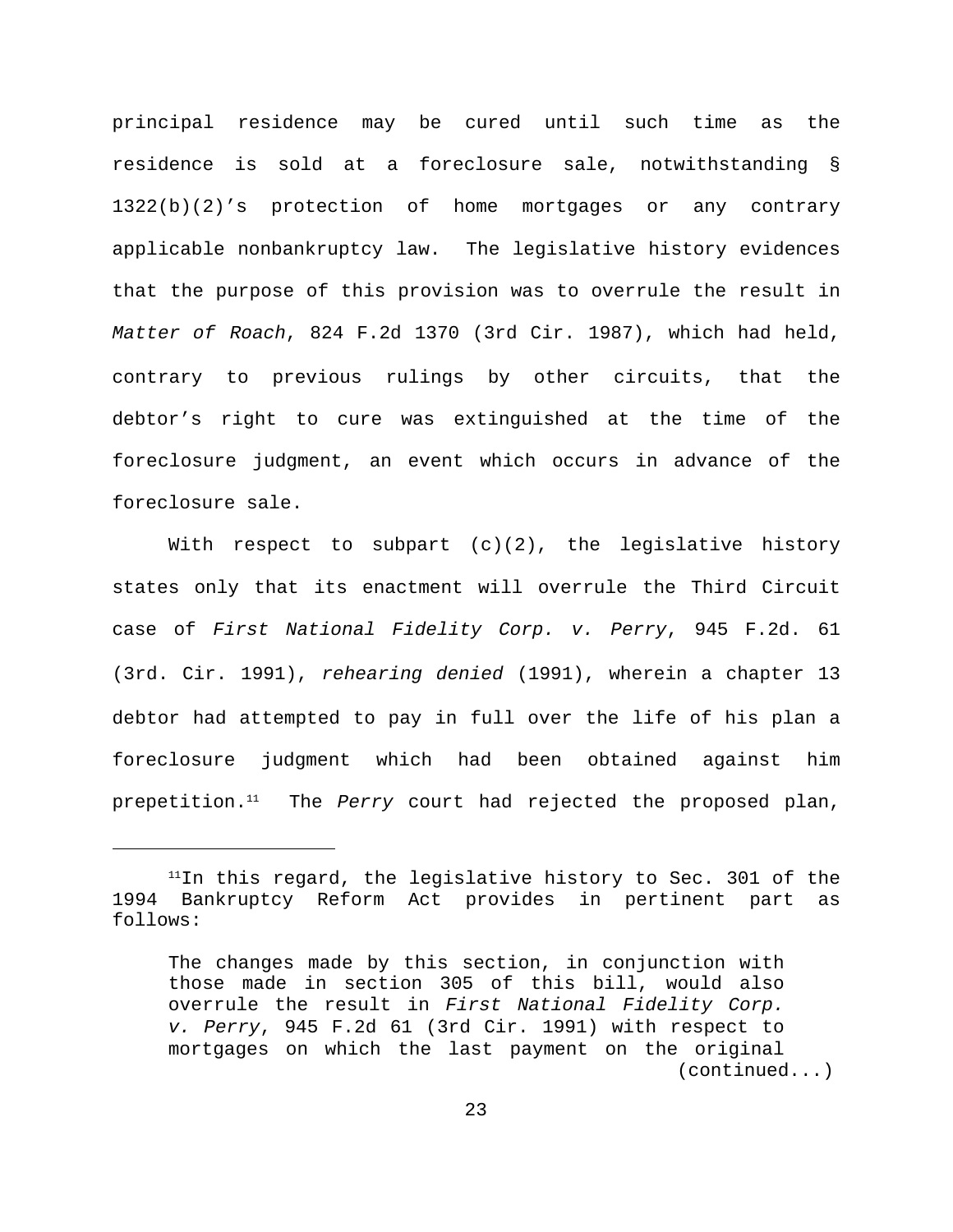principal residence may be cured until such time as the residence is sold at a foreclosure sale, notwithstanding § 1322(b)(2)'s protection of home mortgages or any contrary applicable nonbankruptcy law. The legislative history evidences that the purpose of this provision was to overrule the result in *Matter of Roach*, 824 F.2d 1370 (3rd Cir. 1987), which had held, contrary to previous rulings by other circuits, that the debtor's right to cure was extinguished at the time of the foreclosure judgment, an event which occurs in advance of the foreclosure sale.

With respect to subpart (c)(2), the legislative history states only that its enactment will overrule the Third Circuit case of *First National Fidelity Corp. v. Perry*, 945 F.2d. 61 (3rd. Cir. 1991), *rehearing denied* (1991), wherein a chapter 13 debtor had attempted to pay in full over the life of his plan a foreclosure judgment which had been obtained against him prepetition.[11] The *Perry* court had rejected the proposed plan,

---

[11] In this regard, the legislative history to Sec. 301 of the 1994 Bankruptcy Reform Act provides in pertinent part as follows:

> The changes made by this section, in conjunction with those made in section 305 of this bill, would also overrule the result in *First National Fidelity Corp. v. Perry*, 945 F.2d 61 (3rd Cir. 1991) with respect to mortgages on which the last payment on the original
>
> (continued...)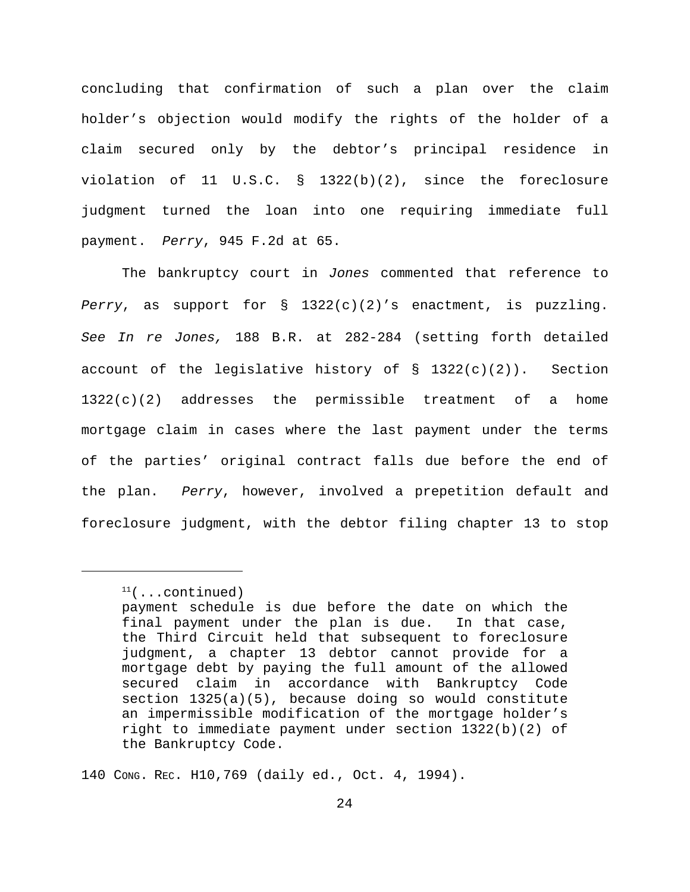concluding that confirmation of such a plan over the claim holder's objection would modify the rights of the holder of a claim secured only by the debtor's principal residence in violation of 11 U.S.C. § 1322(b)(2), since the foreclosure judgment turned the loan into one requiring immediate full payment. *Perry*, 945 F.2d at 65.

The bankruptcy court in *Jones* commented that reference to *Perry*, as support for § 1322(c)(2)'s enactment, is puzzling. *See In re Jones,* 188 B.R. at 282-284 (setting forth detailed account of the legislative history of § 1322(c)(2)). Section 1322(c)(2) addresses the permissible treatment of a home mortgage claim in cases where the last payment under the terms of the parties' original contract falls due before the end of the plan. *Perry*, however, involved a prepetition default and foreclosure judgment, with the debtor filing chapter 13 to stop

---

[11](...continued)
payment schedule is due before the date on which the final payment under the plan is due. In that case, the Third Circuit held that subsequent to foreclosure judgment, a chapter 13 debtor cannot provide for a mortgage debt by paying the full amount of the allowed secured claim in accordance with Bankruptcy Code section 1325(a)(5), because doing so would constitute an impermissible modification of the mortgage holder's right to immediate payment under section 1322(b)(2) of the Bankruptcy Code.

140 Cong. Rec. H10,769 (daily ed., Oct. 4, 1994).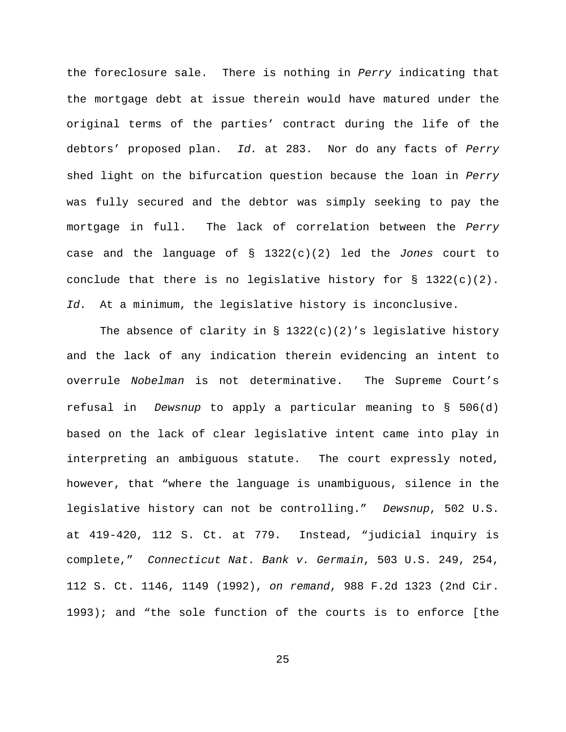the foreclosure sale. There is nothing in *Perry* indicating that the mortgage debt at issue therein would have matured under the original terms of the parties' contract during the life of the debtors' proposed plan. *Id.* at 283. Nor do any facts of *Perry* shed light on the bifurcation question because the loan in *Perry* was fully secured and the debtor was simply seeking to pay the mortgage in full. The lack of correlation between the *Perry* case and the language of § 1322(c)(2) led the *Jones* court to conclude that there is no legislative history for § 1322(c)(2). *Id.* At a minimum, the legislative history is inconclusive.

The absence of clarity in § 1322(c)(2)'s legislative history and the lack of any indication therein evidencing an intent to overrule *Nobelman* is not determinative. The Supreme Court's refusal in *Dewsnup* to apply a particular meaning to § 506(d) based on the lack of clear legislative intent came into play in interpreting an ambiguous statute. The court expressly noted, however, that "where the language is unambiguous, silence in the legislative history can not be controlling." *Dewsnup*, 502 U.S. at 419-420, 112 S. Ct. at 779. Instead, "judicial inquiry is complete," *Connecticut Nat. Bank v. Germain*, 503 U.S. 249, 254, 112 S. Ct. 1146, 1149 (1992), *on remand*, 988 F.2d 1323 (2nd Cir. 1993); and "the sole function of the courts is to enforce [the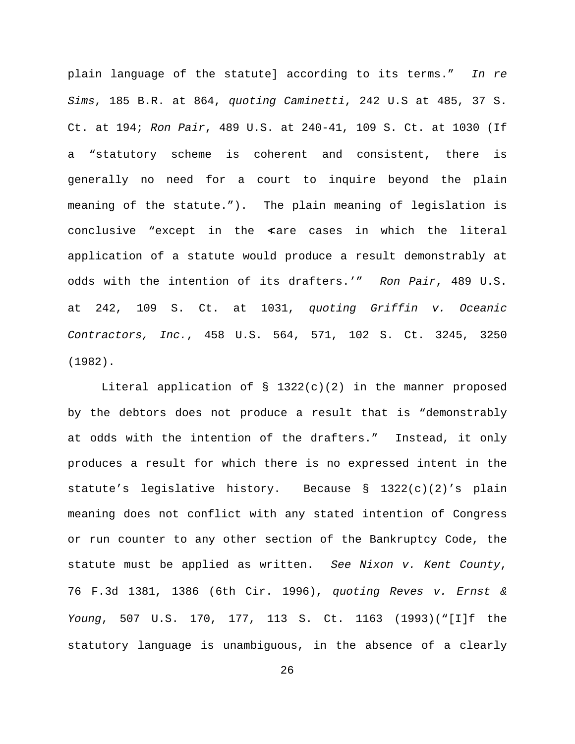plain language of the statute] according to its terms." *In re Sims*, 185 B.R. at 864, *quoting Caminetti*, 242 U.S at 485, 37 S. Ct. at 194; *Ron Pair*, 489 U.S. at 240-41, 109 S. Ct. at 1030 (If a "statutory scheme is coherent and consistent, there is generally no need for a court to inquire beyond the plain meaning of the statute."). The plain meaning of legislation is conclusive "except in the 'rare cases in which the literal application of a statute would produce a result demonstrably at odds with the intention of its drafters.'" *Ron Pair*, 489 U.S. at 242, 109 S. Ct. at 1031, *quoting Griffin v. Oceanic Contractors, Inc.*, 458 U.S. 564, 571, 102 S. Ct. 3245, 3250 (1982).

Literal application of § 1322(c)(2) in the manner proposed by the debtors does not produce a result that is "demonstrably at odds with the intention of the drafters." Instead, it only produces a result for which there is no expressed intent in the statute's legislative history. Because § 1322(c)(2)'s plain meaning does not conflict with any stated intention of Congress or run counter to any other section of the Bankruptcy Code, the statute must be applied as written. *See Nixon v. Kent County*, 76 F.3d 1381, 1386 (6th Cir. 1996), *quoting Reves v. Ernst & Young*, 507 U.S. 170, 177, 113 S. Ct. 1163 (1993)("[I]f the statutory language is unambiguous, in the absence of a clearly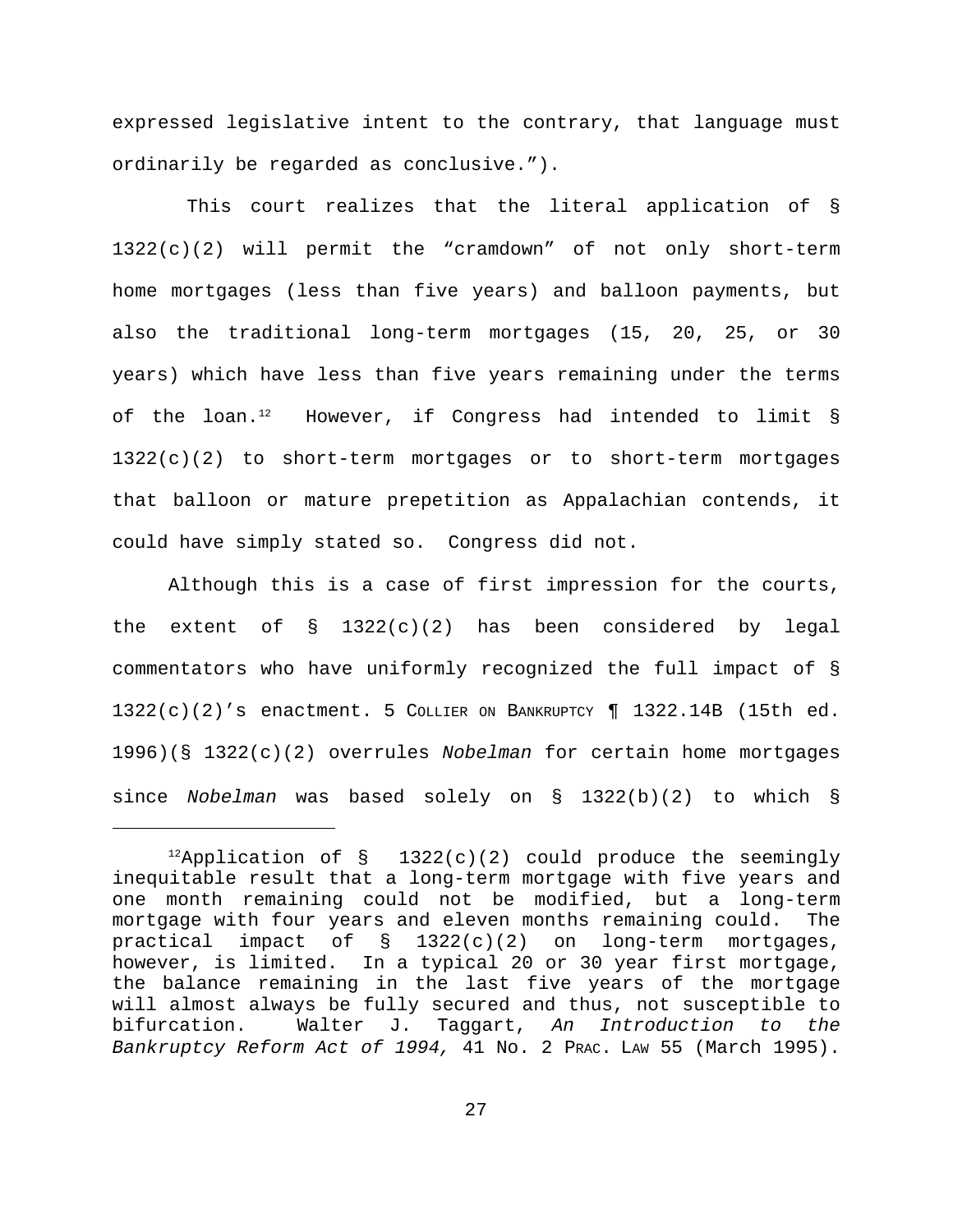expressed legislative intent to the contrary, that language must ordinarily be regarded as conclusive.”).

This court realizes that the literal application of § 1322(c)(2) will permit the “cramdown” of not only short-term home mortgages (less than five years) and balloon payments, but also the traditional long-term mortgages (15, 20, 25, or 30 years) which have less than five years remaining under the terms of the loan.[12] However, if Congress had intended to limit § 1322(c)(2) to short-term mortgages or to short-term mortgages that balloon or mature prepetition as Appalachian contends, it could have simply stated so. Congress did not.

Although this is a case of first impression for the courts, the extent of § 1322(c)(2) has been considered by legal commentators who have uniformly recognized the full impact of § 1322(c)(2)’s enactment. 5 COLLIER ON BANKRUPTCY ¶ 1322.14B (15th ed. 1996)(§ 1322(c)(2) overrules *Nobelman* for certain home mortgages since *Nobelman* was based solely on § 1322(b)(2) to which §

---

[12]Application of § 1322(c)(2) could produce the seemingly inequitable result that a long-term mortgage with five years and one month remaining could not be modified, but a long-term mortgage with four years and eleven months remaining could. The practical impact of § 1322(c)(2) on long-term mortgages, however, is limited. In a typical 20 or 30 year first mortgage, the balance remaining in the last five years of the mortgage will almost always be fully secured and thus, not susceptible to bifurcation. Walter J. Taggart, *An Introduction to the Bankruptcy Reform Act of 1994,* 41 No. 2 PRAC. LAW 55 (March 1995).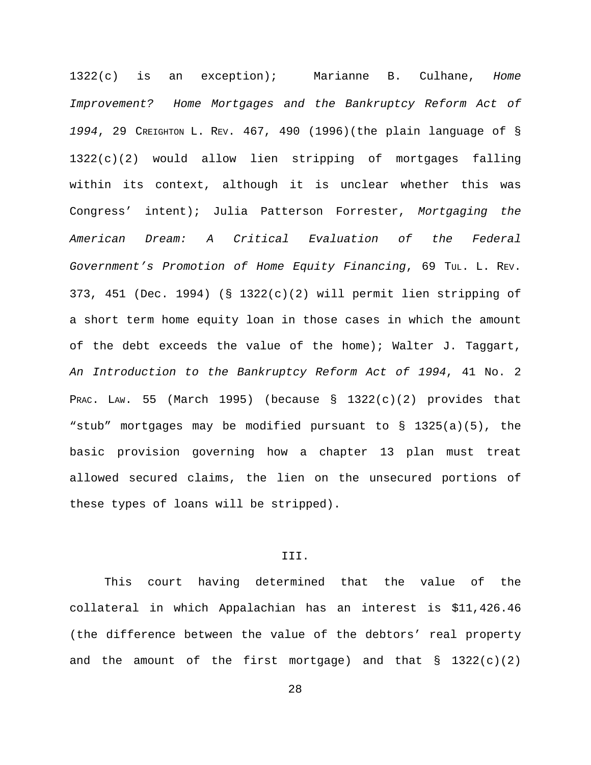1322(c) is an exception); Marianne B. Culhane, *Home Improvement? Home Mortgages and the Bankruptcy Reform Act of 1994*, 29 CREIGHTON L. REV. 467, 490 (1996)(the plain language of § 1322(c)(2) would allow lien stripping of mortgages falling within its context, although it is unclear whether this was Congress' intent); Julia Patterson Forrester, *Mortgaging the American Dream: A Critical Evaluation of the Federal Government's Promotion of Home Equity Financing*, 69 TUL. L. REV. 373, 451 (Dec. 1994) (§ 1322(c)(2) will permit lien stripping of a short term home equity loan in those cases in which the amount of the debt exceeds the value of the home); Walter J. Taggart, *An Introduction to the Bankruptcy Reform Act of 1994*, 41 No. 2 PRAC. LAW. 55 (March 1995) (because § 1322(c)(2) provides that "stub" mortgages may be modified pursuant to § 1325(a)(5), the basic provision governing how a chapter 13 plan must treat allowed secured claims, the lien on the unsecured portions of these types of loans will be stripped).

III.

This court having determined that the value of the collateral in which Appalachian has an interest is $11,426.46 (the difference between the value of the debtors' real property and the amount of the first mortgage) and that § 1322(c)(2)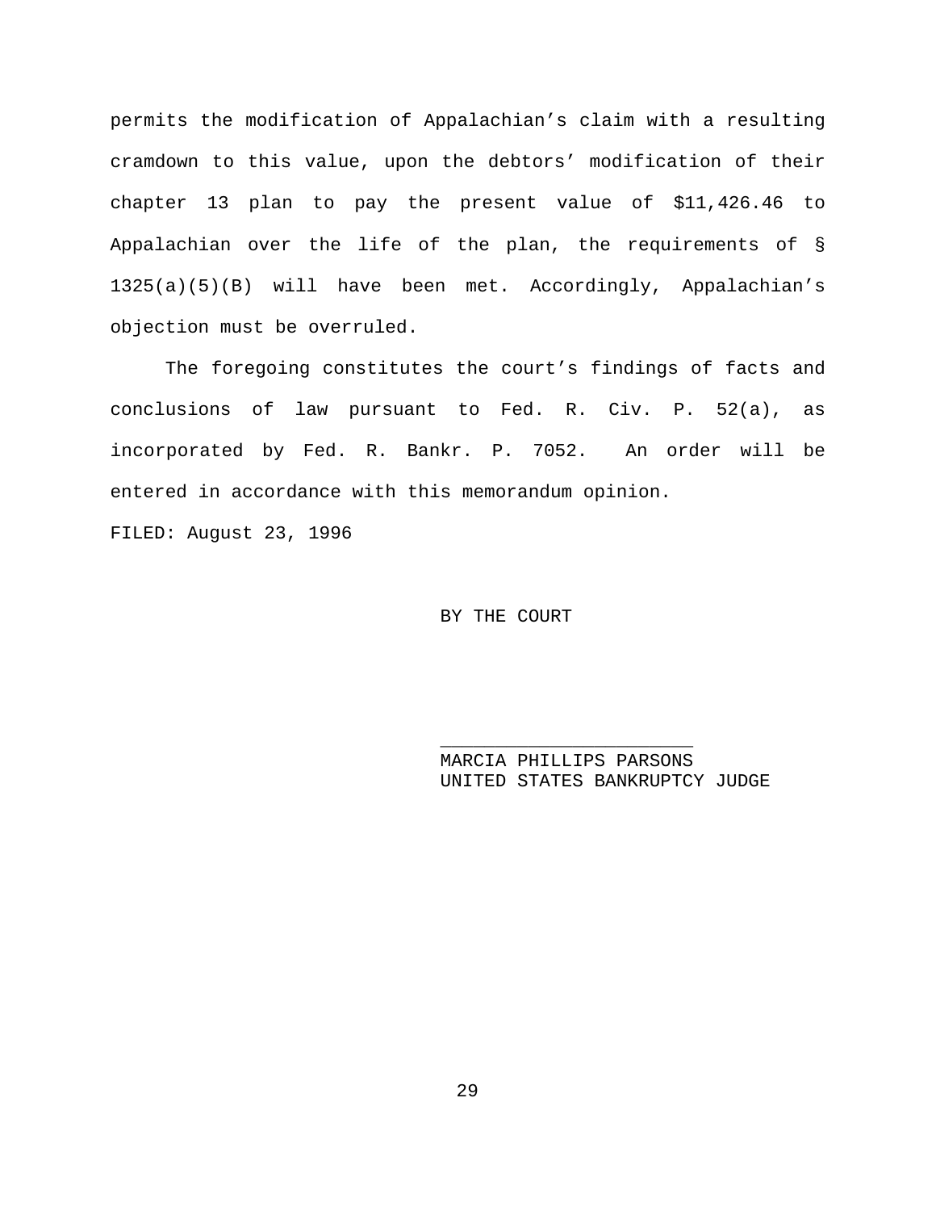permits the modification of Appalachian's claim with a resulting cramdown to this value, upon the debtors' modification of their chapter 13 plan to pay the present value of $11,426.46 to Appalachian over the life of the plan, the requirements of § 1325(a)(5)(B) will have been met. Accordingly, Appalachian's objection must be overruled.

The foregoing constitutes the court's findings of facts and conclusions of law pursuant to Fed. R. Civ. P. 52(a), as incorporated by Fed. R. Bankr. P. 7052. An order will be entered in accordance with this memorandum opinion.

FILED: August 23, 1996

BY THE COURT

_______________________
MARCIA PHILLIPS PARSONS
UNITED STATES BANKRUPTCY JUDGE